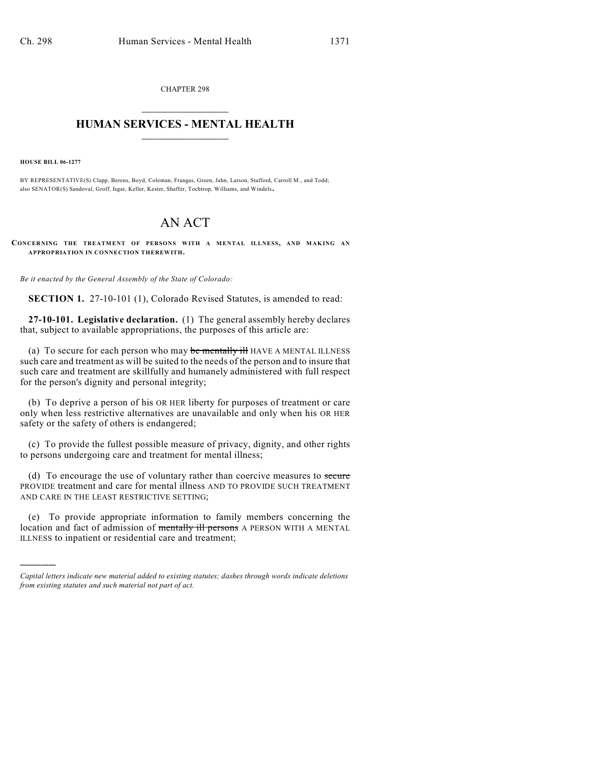CHAPTER 298

# HUMAN SERVICES - MENTAL HEALTH

**HOUSE BILL 06-1277**

BY REPRESENTATIVE(S) Clapp, Berens, Boyd, Coleman, Frangas, Green, Jahn, Larson, Stafford, Carroll M., and Todd; also SENATOR(S) Sandoval, Groff, Isgar, Keller, Kester, Shaffer, Tochtrop, Williams, and Windels.

# AN ACT

**CONCERNING THE TREATMENT OF PERSONS WITH A MENTAL ILLNESS, AND MAKING AN APPROPRIATION IN CONNECTION THEREWITH.**

*Be it enacted by the General Assembly of the State of Colorado:*

**SECTION 1.** 27-10-101 (1), Colorado Revised Statutes, is amended to read:

**27-10-101. Legislative declaration.** (1) The general assembly hereby declares that, subject to available appropriations, the purposes of this article are:

(a) To secure for each person who may ~~be mentally ill~~ HAVE A MENTAL ILLNESS such care and treatment as will be suited to the needs of the person and to insure that such care and treatment are skillfully and humanely administered with full respect for the person's dignity and personal integrity;

(b) To deprive a person of his OR HER liberty for purposes of treatment or care only when less restrictive alternatives are unavailable and only when his OR HER safety or the safety of others is endangered;

(c) To provide the fullest possible measure of privacy, dignity, and other rights to persons undergoing care and treatment for mental illness;

(d) To encourage the use of voluntary rather than coercive measures to ~~secure~~ PROVIDE treatment and care for mental illness AND TO PROVIDE SUCH TREATMENT AND CARE IN THE LEAST RESTRICTIVE SETTING;

(e) To provide appropriate information to family members concerning the location and fact of admission of ~~mentally ill persons~~ A PERSON WITH A MENTAL ILLNESS to inpatient or residential care and treatment;

---

*Capital letters indicate new material added to existing statutes; dashes through words indicate deletions from existing statutes and such material not part of act.*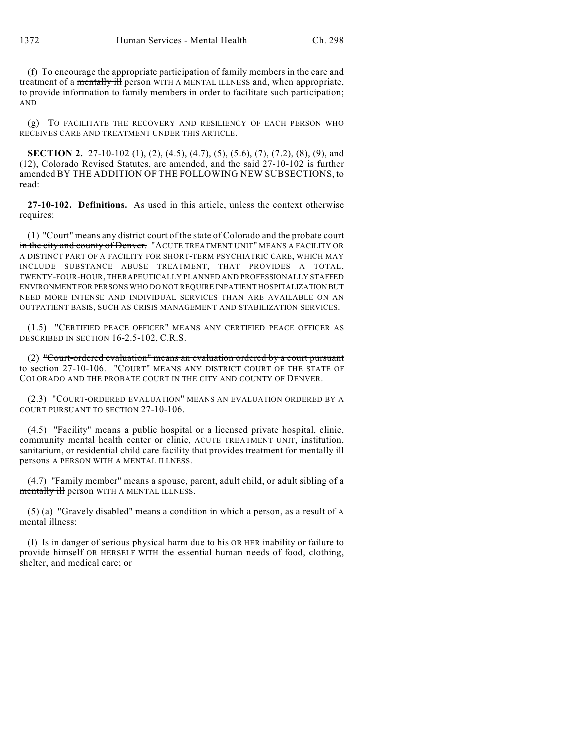(f) To encourage the appropriate participation of family members in the care and treatment of a ~~mentally ill~~ person WITH A MENTAL ILLNESS and, when appropriate, to provide information to family members in order to facilitate such participation; AND

(g) TO FACILITATE THE RECOVERY AND RESILIENCY OF EACH PERSON WHO RECEIVES CARE AND TREATMENT UNDER THIS ARTICLE.

**SECTION 2.** 27-10-102 (1), (2), (4.5), (4.7), (5), (5.6), (7), (7.2), (8), (9), and (12), Colorado Revised Statutes, are amended, and the said 27-10-102 is further amended BY THE ADDITION OF THE FOLLOWING NEW SUBSECTIONS, to read:

**27-10-102. Definitions.** As used in this article, unless the context otherwise requires:

(1) ~~"Court" means any district court of the state of Colorado and the probate court in the city and county of Denver.~~ "ACUTE TREATMENT UNIT" MEANS A FACILITY OR A DISTINCT PART OF A FACILITY FOR SHORT-TERM PSYCHIATRIC CARE, WHICH MAY INCLUDE SUBSTANCE ABUSE TREATMENT, THAT PROVIDES A TOTAL, TWENTY-FOUR-HOUR, THERAPEUTICALLY PLANNED AND PROFESSIONALLY STAFFED ENVIRONMENT FOR PERSONS WHO DO NOT REQUIRE INPATIENT HOSPITALIZATION BUT NEED MORE INTENSE AND INDIVIDUAL SERVICES THAN ARE AVAILABLE ON AN OUTPATIENT BASIS, SUCH AS CRISIS MANAGEMENT AND STABILIZATION SERVICES.

(1.5) "CERTIFIED PEACE OFFICER" MEANS ANY CERTIFIED PEACE OFFICER AS DESCRIBED IN SECTION 16-2.5-102, C.R.S.

(2) ~~"Court-ordered evaluation" means an evaluation ordered by a court pursuant to section 27-10-106.~~ "COURT" MEANS ANY DISTRICT COURT OF THE STATE OF COLORADO AND THE PROBATE COURT IN THE CITY AND COUNTY OF DENVER.

(2.3) "COURT-ORDERED EVALUATION" MEANS AN EVALUATION ORDERED BY A COURT PURSUANT TO SECTION 27-10-106.

(4.5) "Facility" means a public hospital or a licensed private hospital, clinic, community mental health center or clinic, ACUTE TREATMENT UNIT, institution, sanitarium, or residential child care facility that provides treatment for ~~mentally ill persons~~ A PERSON WITH A MENTAL ILLNESS.

(4.7) "Family member" means a spouse, parent, adult child, or adult sibling of a ~~mentally ill~~ person WITH A MENTAL ILLNESS.

(5) (a) "Gravely disabled" means a condition in which a person, as a result of A mental illness:

(I) Is in danger of serious physical harm due to his OR HER inability or failure to provide himself OR HERSELF WITH the essential human needs of food, clothing, shelter, and medical care; or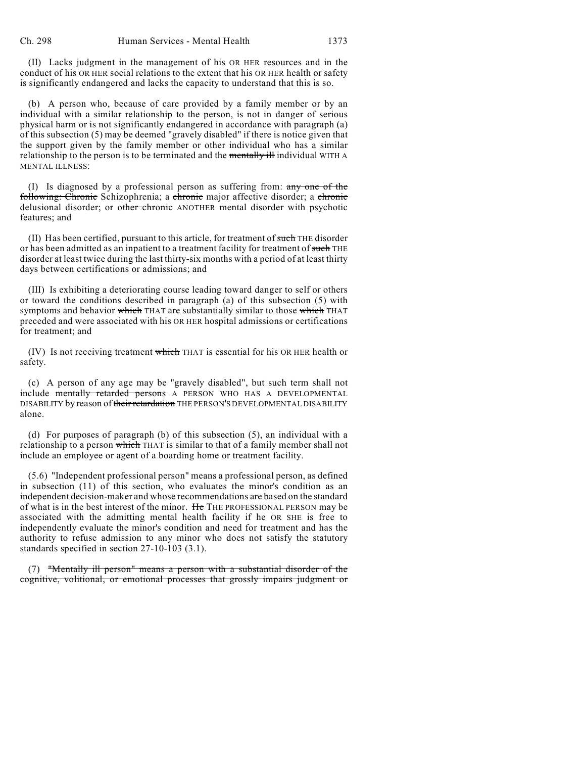(II) Lacks judgment in the management of his OR HER resources and in the conduct of his OR HER social relations to the extent that his OR HER health or safety is significantly endangered and lacks the capacity to understand that this is so.

(b) A person who, because of care provided by a family member or by an individual with a similar relationship to the person, is not in danger of serious physical harm or is not significantly endangered in accordance with paragraph (a) of this subsection (5) may be deemed "gravely disabled" if there is notice given that the support given by the family member or other individual who has a similar relationship to the person is to be terminated and the ~~mentally ill~~ individual WITH A MENTAL ILLNESS:

(I) Is diagnosed by a professional person as suffering from: ~~any one of the following: Chronic~~ Schizophrenia; a ~~chronic~~ major affective disorder; a ~~chronic~~ delusional disorder; or ~~other chronic~~ ANOTHER mental disorder with psychotic features; and

(II) Has been certified, pursuant to this article, for treatment of ~~such~~ THE disorder or has been admitted as an inpatient to a treatment facility for treatment of ~~such~~ THE disorder at least twice during the last thirty-six months with a period of at least thirty days between certifications or admissions; and

(III) Is exhibiting a deteriorating course leading toward danger to self or others or toward the conditions described in paragraph (a) of this subsection (5) with symptoms and behavior ~~which~~ THAT are substantially similar to those ~~which~~ THAT preceded and were associated with his OR HER hospital admissions or certifications for treatment; and

(IV) Is not receiving treatment ~~which~~ THAT is essential for his OR HER health or safety.

(c) A person of any age may be "gravely disabled", but such term shall not include ~~mentally retarded persons~~ A PERSON WHO HAS A DEVELOPMENTAL DISABILITY by reason of ~~their retardation~~ THE PERSON'S DEVELOPMENTAL DISABILITY alone.

(d) For purposes of paragraph (b) of this subsection (5), an individual with a relationship to a person ~~which~~ THAT is similar to that of a family member shall not include an employee or agent of a boarding home or treatment facility.

(5.6) "Independent professional person" means a professional person, as defined in subsection (11) of this section, who evaluates the minor's condition as an independent decision-maker and whose recommendations are based on the standard of what is in the best interest of the minor. ~~He~~ THE PROFESSIONAL PERSON may be associated with the admitting mental health facility if he OR SHE is free to independently evaluate the minor's condition and need for treatment and has the authority to refuse admission to any minor who does not satisfy the statutory standards specified in section 27-10-103 (3.1).

(7) ~~"Mentally ill person" means a person with a substantial disorder of the cognitive, volitional, or emotional processes that grossly impairs judgment or~~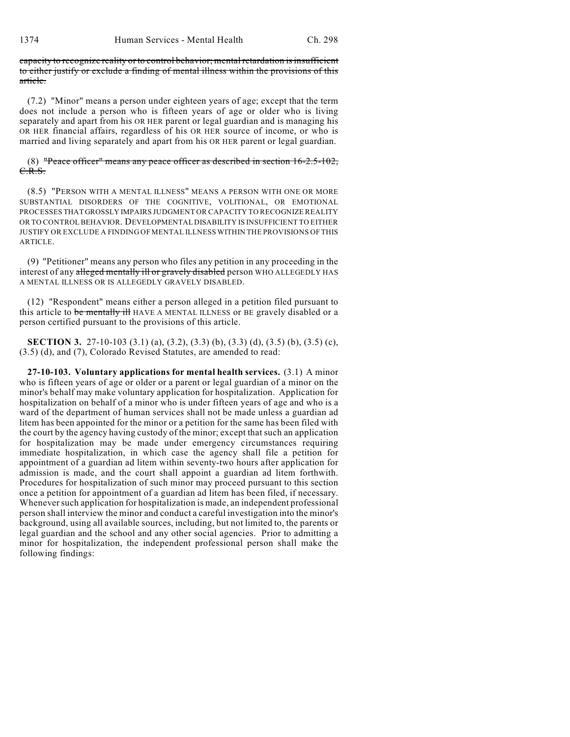~~capacity to recognize reality or to control behavior; mental retardation is insufficient to either justify or exclude a finding of mental illness within the provisions of this article.~~

(7.2) "Minor" means a person under eighteen years of age; except that the term does not include a person who is fifteen years of age or older who is living separately and apart from his OR HER parent or legal guardian and is managing his OR HER financial affairs, regardless of his OR HER source of income, or who is married and living separately and apart from his OR HER parent or legal guardian.

(8) ~~"Peace officer" means any peace officer as described in section 16-2.5-102, C.R.S.~~

(8.5) "PERSON WITH A MENTAL ILLNESS" MEANS A PERSON WITH ONE OR MORE SUBSTANTIAL DISORDERS OF THE COGNITIVE, VOLITIONAL, OR EMOTIONAL PROCESSES THAT GROSSLY IMPAIRS JUDGMENT OR CAPACITY TO RECOGNIZE REALITY OR TO CONTROL BEHAVIOR. DEVELOPMENTAL DISABILITY IS INSUFFICIENT TO EITHER JUSTIFY OR EXCLUDE A FINDING OF MENTAL ILLNESS WITHIN THE PROVISIONS OF THIS ARTICLE.

(9) "Petitioner" means any person who files any petition in any proceeding in the interest of any ~~alleged mentally ill or gravely disabled~~ person WHO ALLEGEDLY HAS A MENTAL ILLNESS OR IS ALLEGEDLY GRAVELY DISABLED.

(12) "Respondent" means either a person alleged in a petition filed pursuant to this article to ~~be mentally ill~~ HAVE A MENTAL ILLNESS or BE gravely disabled or a person certified pursuant to the provisions of this article.

**SECTION 3.** 27-10-103 (3.1) (a), (3.2), (3.3) (b), (3.3) (d), (3.5) (b), (3.5) (c), (3.5) (d), and (7), Colorado Revised Statutes, are amended to read:

**27-10-103. Voluntary applications for mental health services.** (3.1) A minor who is fifteen years of age or older or a parent or legal guardian of a minor on the minor's behalf may make voluntary application for hospitalization. Application for hospitalization on behalf of a minor who is under fifteen years of age and who is a ward of the department of human services shall not be made unless a guardian ad litem has been appointed for the minor or a petition for the same has been filed with the court by the agency having custody of the minor; except that such an application for hospitalization may be made under emergency circumstances requiring immediate hospitalization, in which case the agency shall file a petition for appointment of a guardian ad litem within seventy-two hours after application for admission is made, and the court shall appoint a guardian ad litem forthwith. Procedures for hospitalization of such minor may proceed pursuant to this section once a petition for appointment of a guardian ad litem has been filed, if necessary. Whenever such application for hospitalization is made, an independent professional person shall interview the minor and conduct a careful investigation into the minor's background, using all available sources, including, but not limited to, the parents or legal guardian and the school and any other social agencies. Prior to admitting a minor for hospitalization, the independent professional person shall make the following findings: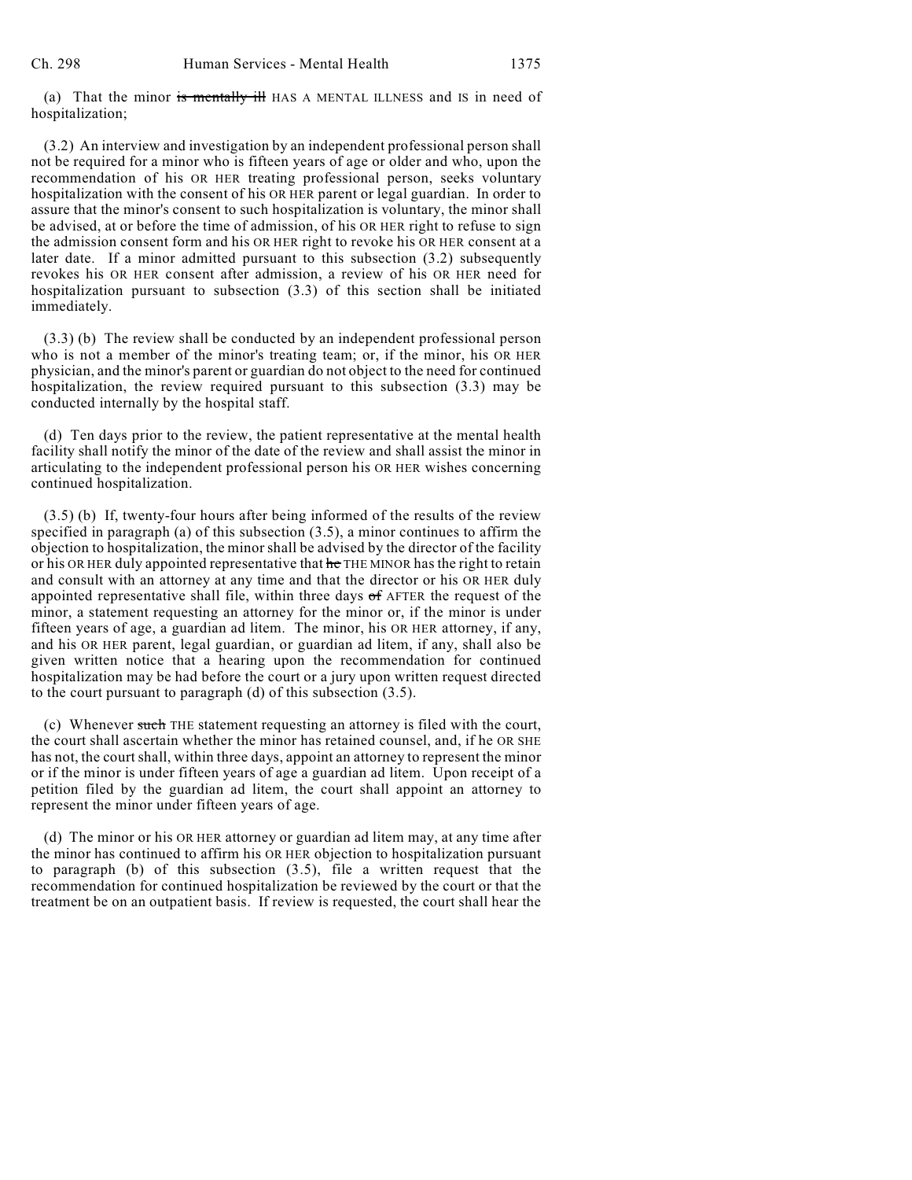(a) That the minor ~~is mentally ill~~ HAS A MENTAL ILLNESS and IS in need of hospitalization;

(3.2) An interview and investigation by an independent professional person shall not be required for a minor who is fifteen years of age or older and who, upon the recommendation of his OR HER treating professional person, seeks voluntary hospitalization with the consent of his OR HER parent or legal guardian. In order to assure that the minor's consent to such hospitalization is voluntary, the minor shall be advised, at or before the time of admission, of his OR HER right to refuse to sign the admission consent form and his OR HER right to revoke his OR HER consent at a later date. If a minor admitted pursuant to this subsection (3.2) subsequently revokes his OR HER consent after admission, a review of his OR HER need for hospitalization pursuant to subsection (3.3) of this section shall be initiated immediately.

(3.3) (b) The review shall be conducted by an independent professional person who is not a member of the minor's treating team; or, if the minor, his OR HER physician, and the minor's parent or guardian do not object to the need for continued hospitalization, the review required pursuant to this subsection (3.3) may be conducted internally by the hospital staff.

(d) Ten days prior to the review, the patient representative at the mental health facility shall notify the minor of the date of the review and shall assist the minor in articulating to the independent professional person his OR HER wishes concerning continued hospitalization.

(3.5) (b) If, twenty-four hours after being informed of the results of the review specified in paragraph (a) of this subsection (3.5), a minor continues to affirm the objection to hospitalization, the minor shall be advised by the director of the facility or his OR HER duly appointed representative that ~~he~~ THE MINOR has the right to retain and consult with an attorney at any time and that the director or his OR HER duly appointed representative shall file, within three days ~~of~~ AFTER the request of the minor, a statement requesting an attorney for the minor or, if the minor is under fifteen years of age, a guardian ad litem. The minor, his OR HER attorney, if any, and his OR HER parent, legal guardian, or guardian ad litem, if any, shall also be given written notice that a hearing upon the recommendation for continued hospitalization may be had before the court or a jury upon written request directed to the court pursuant to paragraph (d) of this subsection (3.5).

(c) Whenever ~~such~~ THE statement requesting an attorney is filed with the court, the court shall ascertain whether the minor has retained counsel, and, if he OR SHE has not, the court shall, within three days, appoint an attorney to represent the minor or if the minor is under fifteen years of age a guardian ad litem. Upon receipt of a petition filed by the guardian ad litem, the court shall appoint an attorney to represent the minor under fifteen years of age.

(d) The minor or his OR HER attorney or guardian ad litem may, at any time after the minor has continued to affirm his OR HER objection to hospitalization pursuant to paragraph (b) of this subsection (3.5), file a written request that the recommendation for continued hospitalization be reviewed by the court or that the treatment be on an outpatient basis. If review is requested, the court shall hear the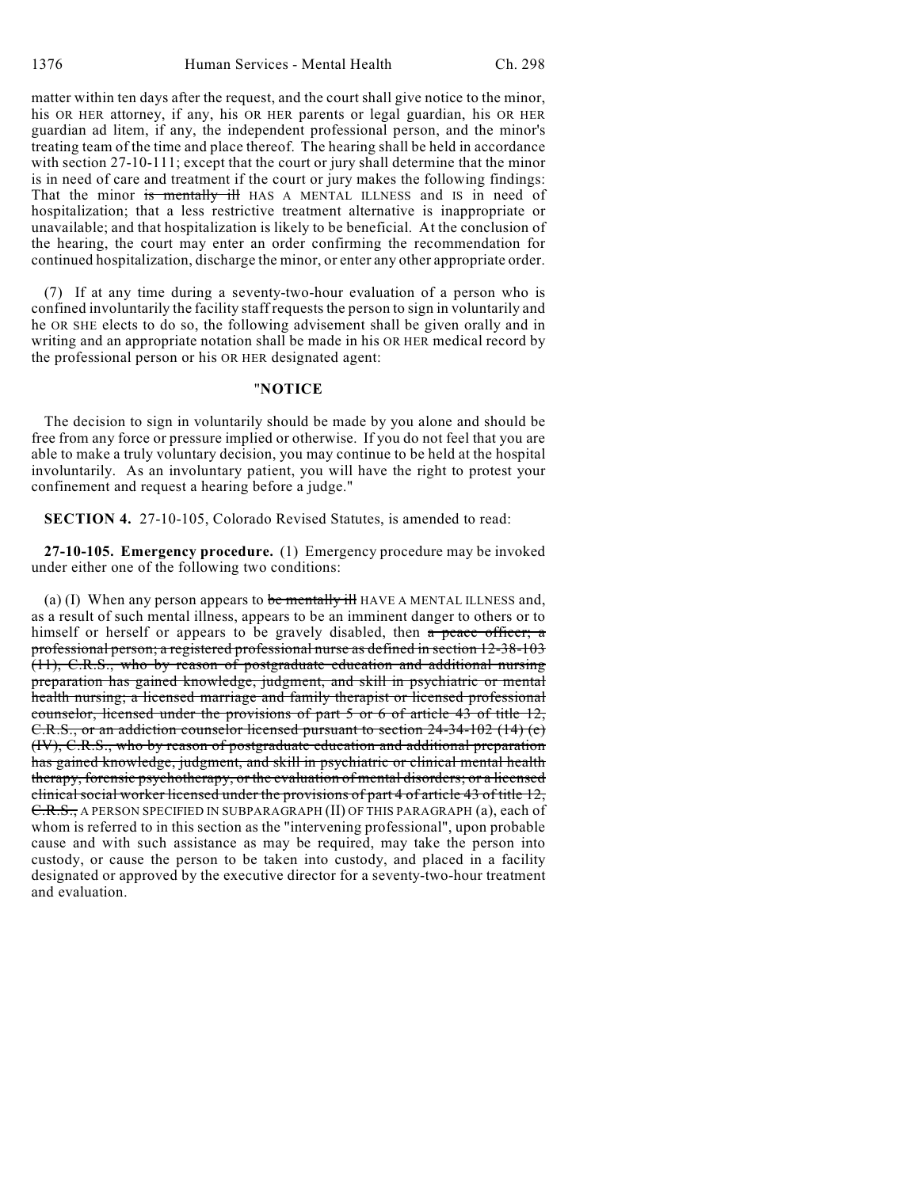matter within ten days after the request, and the court shall give notice to the minor, his OR HER attorney, if any, his OR HER parents or legal guardian, his OR HER guardian ad litem, if any, the independent professional person, and the minor's treating team of the time and place thereof. The hearing shall be held in accordance with section 27-10-111; except that the court or jury shall determine that the minor is in need of care and treatment if the court or jury makes the following findings: That the minor ~~is mentally ill~~ HAS A MENTAL ILLNESS and IS in need of hospitalization; that a less restrictive treatment alternative is inappropriate or unavailable; and that hospitalization is likely to be beneficial. At the conclusion of the hearing, the court may enter an order confirming the recommendation for continued hospitalization, discharge the minor, or enter any other appropriate order.

(7) If at any time during a seventy-two-hour evaluation of a person who is confined involuntarily the facility staff requests the person to sign in voluntarily and he OR SHE elects to do so, the following advisement shall be given orally and in writing and an appropriate notation shall be made in his OR HER medical record by the professional person or his OR HER designated agent:

"**NOTICE**

The decision to sign in voluntarily should be made by you alone and should be free from any force or pressure implied or otherwise. If you do not feel that you are able to make a truly voluntary decision, you may continue to be held at the hospital involuntarily. As an involuntary patient, you will have the right to protest your confinement and request a hearing before a judge."

**SECTION 4.** 27-10-105, Colorado Revised Statutes, is amended to read:

**27-10-105. Emergency procedure.** (1) Emergency procedure may be invoked under either one of the following two conditions:

(a) (I) When any person appears to ~~be mentally ill~~ HAVE A MENTAL ILLNESS and, as a result of such mental illness, appears to be an imminent danger to others or to himself or herself or appears to be gravely disabled, then ~~a peace officer; a professional person; a registered professional nurse as defined in section 12-38-103 (11), C.R.S., who by reason of postgraduate education and additional nursing preparation has gained knowledge, judgment, and skill in psychiatric or mental health nursing; a licensed marriage and family therapist or licensed professional counselor, licensed under the provisions of part 5 or 6 of article 43 of title 12, C.R.S., or an addiction counselor licensed pursuant to section 24-34-102 (14) (e) (IV), C.R.S., who by reason of postgraduate education and additional preparation has gained knowledge, judgment, and skill in psychiatric or clinical mental health therapy, forensic psychotherapy, or the evaluation of mental disorders; or a licensed clinical social worker licensed under the provisions of part 4 of article 43 of title 12, C.R.S.,~~ A PERSON SPECIFIED IN SUBPARAGRAPH (II) OF THIS PARAGRAPH (a), each of whom is referred to in this section as the "intervening professional", upon probable cause and with such assistance as may be required, may take the person into custody, or cause the person to be taken into custody, and placed in a facility designated or approved by the executive director for a seventy-two-hour treatment and evaluation.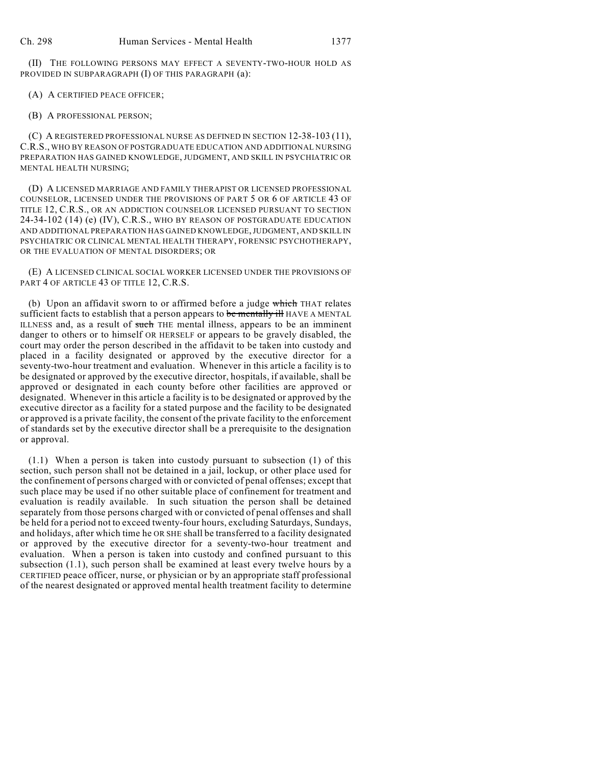(II) THE FOLLOWING PERSONS MAY EFFECT A SEVENTY-TWO-HOUR HOLD AS PROVIDED IN SUBPARAGRAPH (I) OF THIS PARAGRAPH (a):

(A) A CERTIFIED PEACE OFFICER;

(B) A PROFESSIONAL PERSON;

(C) A REGISTERED PROFESSIONAL NURSE AS DEFINED IN SECTION 12-38-103 (11), C.R.S., WHO BY REASON OF POSTGRADUATE EDUCATION AND ADDITIONAL NURSING PREPARATION HAS GAINED KNOWLEDGE, JUDGMENT, AND SKILL IN PSYCHIATRIC OR MENTAL HEALTH NURSING;

(D) A LICENSED MARRIAGE AND FAMILY THERAPIST OR LICENSED PROFESSIONAL COUNSELOR, LICENSED UNDER THE PROVISIONS OF PART 5 OR 6 OF ARTICLE 43 OF TITLE 12, C.R.S., OR AN ADDICTION COUNSELOR LICENSED PURSUANT TO SECTION 24-34-102 (14) (e) (IV), C.R.S., WHO BY REASON OF POSTGRADUATE EDUCATION AND ADDITIONAL PREPARATION HAS GAINED KNOWLEDGE, JUDGMENT, AND SKILL IN PSYCHIATRIC OR CLINICAL MENTAL HEALTH THERAPY, FORENSIC PSYCHOTHERAPY, OR THE EVALUATION OF MENTAL DISORDERS; OR

(E) A LICENSED CLINICAL SOCIAL WORKER LICENSED UNDER THE PROVISIONS OF PART 4 OF ARTICLE 43 OF TITLE 12, C.R.S.

(b) Upon an affidavit sworn to or affirmed before a judge ~~which~~ THAT relates sufficient facts to establish that a person appears to ~~be mentally ill~~ HAVE A MENTAL ILLNESS and, as a result of ~~such~~ THE mental illness, appears to be an imminent danger to others or to himself OR HERSELF or appears to be gravely disabled, the court may order the person described in the affidavit to be taken into custody and placed in a facility designated or approved by the executive director for a seventy-two-hour treatment and evaluation. Whenever in this article a facility is to be designated or approved by the executive director, hospitals, if available, shall be approved or designated in each county before other facilities are approved or designated. Whenever in this article a facility is to be designated or approved by the executive director as a facility for a stated purpose and the facility to be designated or approved is a private facility, the consent of the private facility to the enforcement of standards set by the executive director shall be a prerequisite to the designation or approval.

(1.1) When a person is taken into custody pursuant to subsection (1) of this section, such person shall not be detained in a jail, lockup, or other place used for the confinement of persons charged with or convicted of penal offenses; except that such place may be used if no other suitable place of confinement for treatment and evaluation is readily available. In such situation the person shall be detained separately from those persons charged with or convicted of penal offenses and shall be held for a period not to exceed twenty-four hours, excluding Saturdays, Sundays, and holidays, after which time he OR SHE shall be transferred to a facility designated or approved by the executive director for a seventy-two-hour treatment and evaluation. When a person is taken into custody and confined pursuant to this subsection (1.1), such person shall be examined at least every twelve hours by a CERTIFIED peace officer, nurse, or physician or by an appropriate staff professional of the nearest designated or approved mental health treatment facility to determine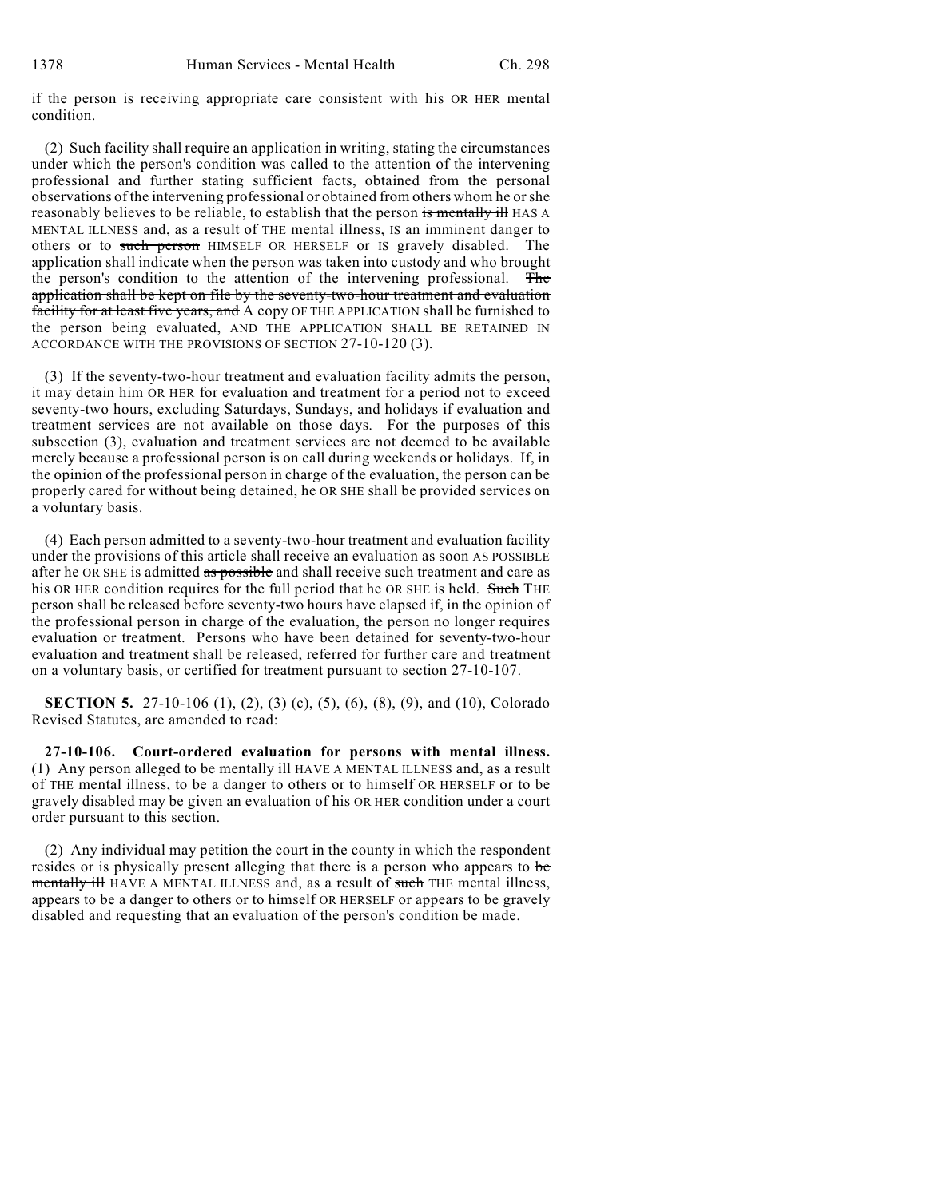if the person is receiving appropriate care consistent with his OR HER mental condition.

(2) Such facility shall require an application in writing, stating the circumstances under which the person's condition was called to the attention of the intervening professional and further stating sufficient facts, obtained from the personal observations of the intervening professional or obtained from others whom he or she reasonably believes to be reliable, to establish that the person ~~is mentally ill~~ HAS A MENTAL ILLNESS and, as a result of THE mental illness, IS an imminent danger to others or to ~~such person~~ HIMSELF OR HERSELF or IS gravely disabled. The application shall indicate when the person was taken into custody and who brought the person's condition to the attention of the intervening professional. ~~The application shall be kept on file by the seventy-two-hour treatment and evaluation facility for at least five years, and~~ A copy OF THE APPLICATION shall be furnished to the person being evaluated, AND THE APPLICATION SHALL BE RETAINED IN ACCORDANCE WITH THE PROVISIONS OF SECTION 27-10-120 (3).

(3) If the seventy-two-hour treatment and evaluation facility admits the person, it may detain him OR HER for evaluation and treatment for a period not to exceed seventy-two hours, excluding Saturdays, Sundays, and holidays if evaluation and treatment services are not available on those days. For the purposes of this subsection (3), evaluation and treatment services are not deemed to be available merely because a professional person is on call during weekends or holidays. If, in the opinion of the professional person in charge of the evaluation, the person can be properly cared for without being detained, he OR SHE shall be provided services on a voluntary basis.

(4) Each person admitted to a seventy-two-hour treatment and evaluation facility under the provisions of this article shall receive an evaluation as soon AS POSSIBLE after he OR SHE is admitted ~~as possible~~ and shall receive such treatment and care as his OR HER condition requires for the full period that he OR SHE is held. ~~Such~~ THE person shall be released before seventy-two hours have elapsed if, in the opinion of the professional person in charge of the evaluation, the person no longer requires evaluation or treatment. Persons who have been detained for seventy-two-hour evaluation and treatment shall be released, referred for further care and treatment on a voluntary basis, or certified for treatment pursuant to section 27-10-107.

**SECTION 5.** 27-10-106 (1), (2), (3) (c), (5), (6), (8), (9), and (10), Colorado Revised Statutes, are amended to read:

**27-10-106. Court-ordered evaluation for persons with mental illness.** (1) Any person alleged to ~~be mentally ill~~ HAVE A MENTAL ILLNESS and, as a result of THE mental illness, to be a danger to others or to himself OR HERSELF or to be gravely disabled may be given an evaluation of his OR HER condition under a court order pursuant to this section.

(2) Any individual may petition the court in the county in which the respondent resides or is physically present alleging that there is a person who appears to ~~be mentally ill~~ HAVE A MENTAL ILLNESS and, as a result of ~~such~~ THE mental illness, appears to be a danger to others or to himself OR HERSELF or appears to be gravely disabled and requesting that an evaluation of the person's condition be made.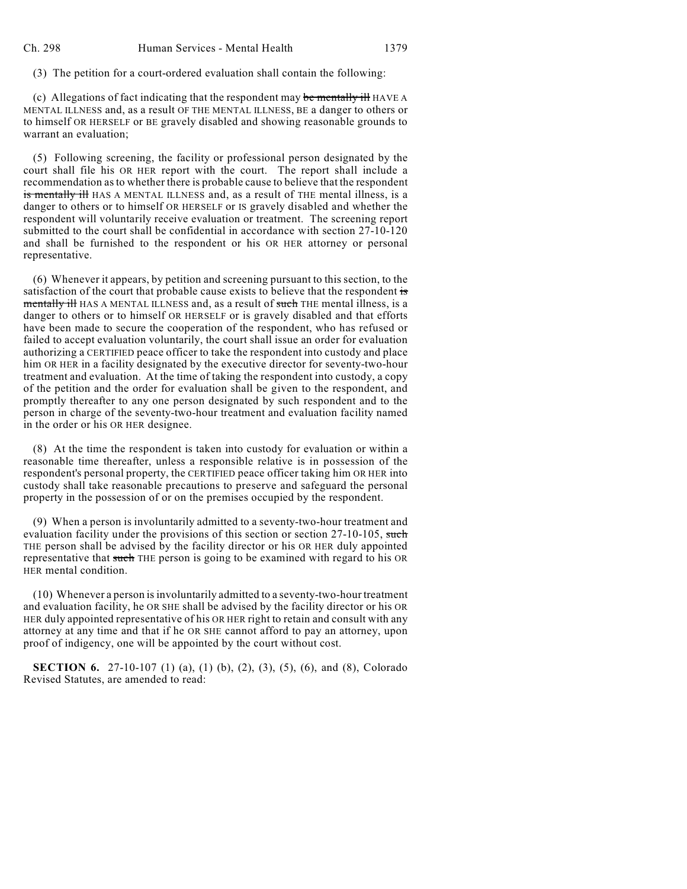(3) The petition for a court-ordered evaluation shall contain the following:

(c) Allegations of fact indicating that the respondent may ~~be mentally ill~~ HAVE A MENTAL ILLNESS and, as a result OF THE MENTAL ILLNESS, BE a danger to others or to himself OR HERSELF or BE gravely disabled and showing reasonable grounds to warrant an evaluation;

(5) Following screening, the facility or professional person designated by the court shall file his OR HER report with the court. The report shall include a recommendation as to whether there is probable cause to believe that the respondent ~~is mentally ill~~ HAS A MENTAL ILLNESS and, as a result of THE mental illness, is a danger to others or to himself OR HERSELF or IS gravely disabled and whether the respondent will voluntarily receive evaluation or treatment. The screening report submitted to the court shall be confidential in accordance with section 27-10-120 and shall be furnished to the respondent or his OR HER attorney or personal representative.

(6) Whenever it appears, by petition and screening pursuant to this section, to the satisfaction of the court that probable cause exists to believe that the respondent ~~is mentally ill~~ HAS A MENTAL ILLNESS and, as a result of ~~such~~ THE mental illness, is a danger to others or to himself OR HERSELF or is gravely disabled and that efforts have been made to secure the cooperation of the respondent, who has refused or failed to accept evaluation voluntarily, the court shall issue an order for evaluation authorizing a CERTIFIED peace officer to take the respondent into custody and place him OR HER in a facility designated by the executive director for seventy-two-hour treatment and evaluation. At the time of taking the respondent into custody, a copy of the petition and the order for evaluation shall be given to the respondent, and promptly thereafter to any one person designated by such respondent and to the person in charge of the seventy-two-hour treatment and evaluation facility named in the order or his OR HER designee.

(8) At the time the respondent is taken into custody for evaluation or within a reasonable time thereafter, unless a responsible relative is in possession of the respondent's personal property, the CERTIFIED peace officer taking him OR HER into custody shall take reasonable precautions to preserve and safeguard the personal property in the possession of or on the premises occupied by the respondent.

(9) When a person is involuntarily admitted to a seventy-two-hour treatment and evaluation facility under the provisions of this section or section 27-10-105, ~~such~~ THE person shall be advised by the facility director or his OR HER duly appointed representative that ~~such~~ THE person is going to be examined with regard to his OR HER mental condition.

(10) Whenever a person is involuntarily admitted to a seventy-two-hour treatment and evaluation facility, he OR SHE shall be advised by the facility director or his OR HER duly appointed representative of his OR HER right to retain and consult with any attorney at any time and that if he OR SHE cannot afford to pay an attorney, upon proof of indigency, one will be appointed by the court without cost.

**SECTION 6.** 27-10-107 (1) (a), (1) (b), (2), (3), (5), (6), and (8), Colorado Revised Statutes, are amended to read: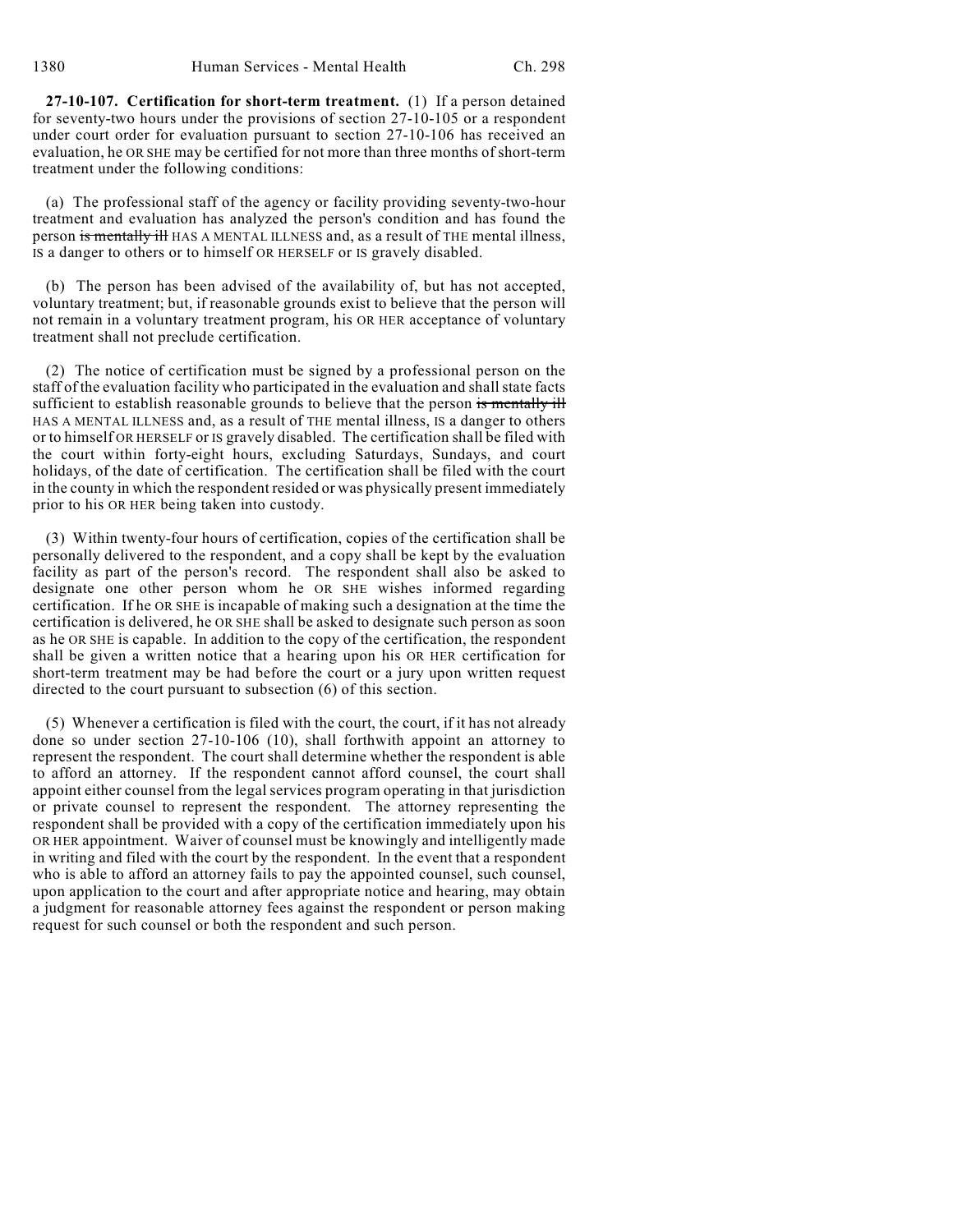**27-10-107. Certification for short-term treatment.** (1) If a person detained for seventy-two hours under the provisions of section 27-10-105 or a respondent under court order for evaluation pursuant to section 27-10-106 has received an evaluation, he OR SHE may be certified for not more than three months of short-term treatment under the following conditions:

(a) The professional staff of the agency or facility providing seventy-two-hour treatment and evaluation has analyzed the person's condition and has found the person ~~is mentally ill~~ HAS A MENTAL ILLNESS and, as a result of THE mental illness, IS a danger to others or to himself OR HERSELF or IS gravely disabled.

(b) The person has been advised of the availability of, but has not accepted, voluntary treatment; but, if reasonable grounds exist to believe that the person will not remain in a voluntary treatment program, his OR HER acceptance of voluntary treatment shall not preclude certification.

(2) The notice of certification must be signed by a professional person on the staff of the evaluation facility who participated in the evaluation and shall state facts sufficient to establish reasonable grounds to believe that the person ~~is mentally ill~~ HAS A MENTAL ILLNESS and, as a result of THE mental illness, IS a danger to others or to himself OR HERSELF or IS gravely disabled. The certification shall be filed with the court within forty-eight hours, excluding Saturdays, Sundays, and court holidays, of the date of certification. The certification shall be filed with the court in the county in which the respondent resided or was physically present immediately prior to his OR HER being taken into custody.

(3) Within twenty-four hours of certification, copies of the certification shall be personally delivered to the respondent, and a copy shall be kept by the evaluation facility as part of the person's record. The respondent shall also be asked to designate one other person whom he OR SHE wishes informed regarding certification. If he OR SHE is incapable of making such a designation at the time the certification is delivered, he OR SHE shall be asked to designate such person as soon as he OR SHE is capable. In addition to the copy of the certification, the respondent shall be given a written notice that a hearing upon his OR HER certification for short-term treatment may be had before the court or a jury upon written request directed to the court pursuant to subsection (6) of this section.

(5) Whenever a certification is filed with the court, the court, if it has not already done so under section 27-10-106 (10), shall forthwith appoint an attorney to represent the respondent. The court shall determine whether the respondent is able to afford an attorney. If the respondent cannot afford counsel, the court shall appoint either counsel from the legal services program operating in that jurisdiction or private counsel to represent the respondent. The attorney representing the respondent shall be provided with a copy of the certification immediately upon his OR HER appointment. Waiver of counsel must be knowingly and intelligently made in writing and filed with the court by the respondent. In the event that a respondent who is able to afford an attorney fails to pay the appointed counsel, such counsel, upon application to the court and after appropriate notice and hearing, may obtain a judgment for reasonable attorney fees against the respondent or person making request for such counsel or both the respondent and such person.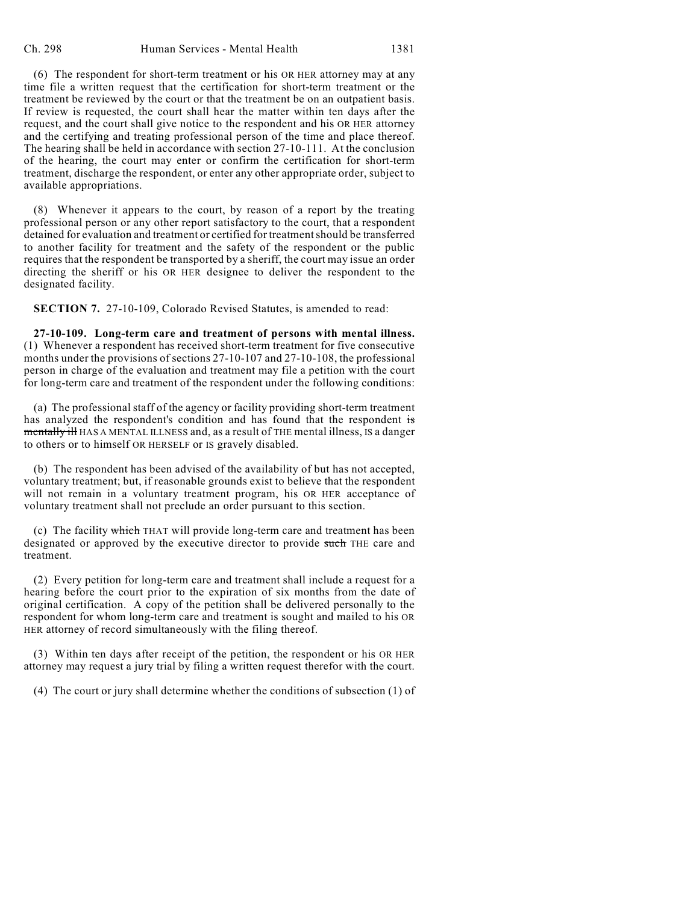(6) The respondent for short-term treatment or his OR HER attorney may at any time file a written request that the certification for short-term treatment or the treatment be reviewed by the court or that the treatment be on an outpatient basis. If review is requested, the court shall hear the matter within ten days after the request, and the court shall give notice to the respondent and his OR HER attorney and the certifying and treating professional person of the time and place thereof. The hearing shall be held in accordance with section 27-10-111. At the conclusion of the hearing, the court may enter or confirm the certification for short-term treatment, discharge the respondent, or enter any other appropriate order, subject to available appropriations.

(8) Whenever it appears to the court, by reason of a report by the treating professional person or any other report satisfactory to the court, that a respondent detained for evaluation and treatment or certified for treatment should be transferred to another facility for treatment and the safety of the respondent or the public requires that the respondent be transported by a sheriff, the court may issue an order directing the sheriff or his OR HER designee to deliver the respondent to the designated facility.

**SECTION 7.** 27-10-109, Colorado Revised Statutes, is amended to read:

**27-10-109. Long-term care and treatment of persons with mental illness.** (1) Whenever a respondent has received short-term treatment for five consecutive months under the provisions of sections 27-10-107 and 27-10-108, the professional person in charge of the evaluation and treatment may file a petition with the court for long-term care and treatment of the respondent under the following conditions:

(a) The professional staff of the agency or facility providing short-term treatment has analyzed the respondent's condition and has found that the respondent ~~is mentally ill~~ HAS A MENTAL ILLNESS and, as a result of THE mental illness, IS a danger to others or to himself OR HERSELF or IS gravely disabled.

(b) The respondent has been advised of the availability of but has not accepted, voluntary treatment; but, if reasonable grounds exist to believe that the respondent will not remain in a voluntary treatment program, his OR HER acceptance of voluntary treatment shall not preclude an order pursuant to this section.

(c) The facility ~~which~~ THAT will provide long-term care and treatment has been designated or approved by the executive director to provide ~~such~~ THE care and treatment.

(2) Every petition for long-term care and treatment shall include a request for a hearing before the court prior to the expiration of six months from the date of original certification. A copy of the petition shall be delivered personally to the respondent for whom long-term care and treatment is sought and mailed to his OR HER attorney of record simultaneously with the filing thereof.

(3) Within ten days after receipt of the petition, the respondent or his OR HER attorney may request a jury trial by filing a written request therefor with the court.

(4) The court or jury shall determine whether the conditions of subsection (1) of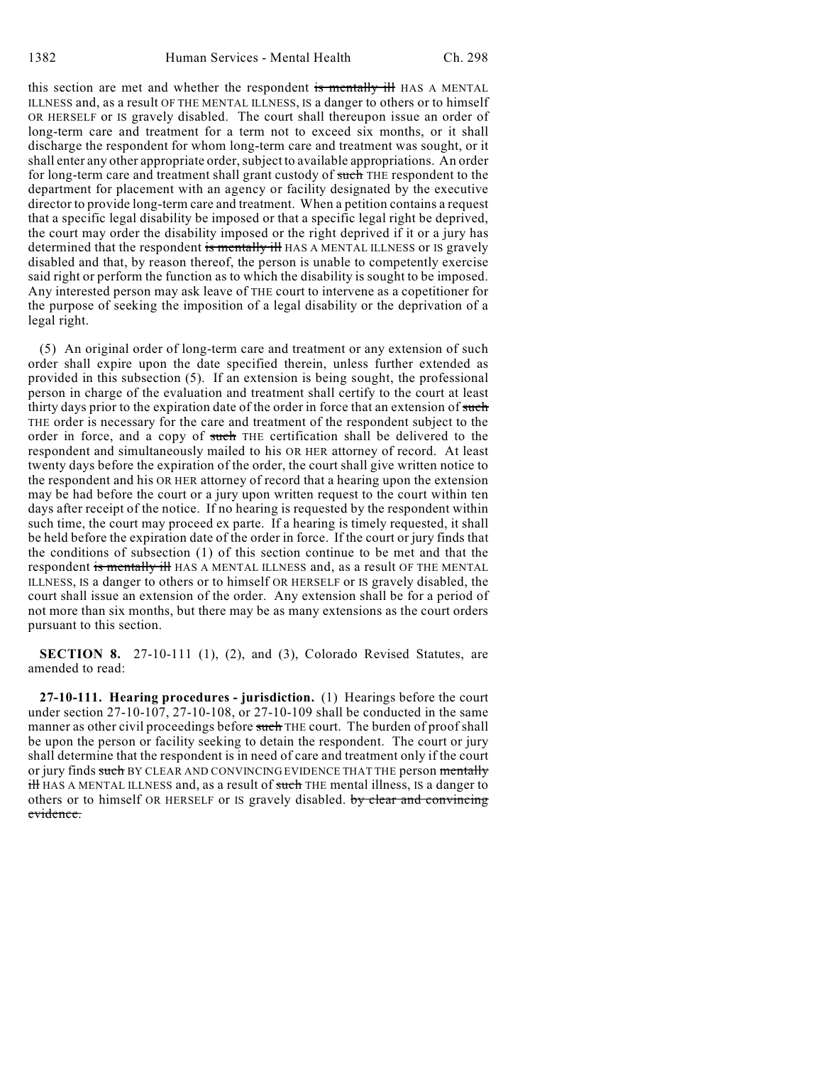this section are met and whether the respondent ~~is mentally ill~~ HAS A MENTAL ILLNESS and, as a result OF THE MENTAL ILLNESS, IS a danger to others or to himself OR HERSELF or IS gravely disabled. The court shall thereupon issue an order of long-term care and treatment for a term not to exceed six months, or it shall discharge the respondent for whom long-term care and treatment was sought, or it shall enter any other appropriate order, subject to available appropriations. An order for long-term care and treatment shall grant custody of ~~such~~ THE respondent to the department for placement with an agency or facility designated by the executive director to provide long-term care and treatment. When a petition contains a request that a specific legal disability be imposed or that a specific legal right be deprived, the court may order the disability imposed or the right deprived if it or a jury has determined that the respondent ~~is mentally ill~~ HAS A MENTAL ILLNESS or IS gravely disabled and that, by reason thereof, the person is unable to competently exercise said right or perform the function as to which the disability is sought to be imposed. Any interested person may ask leave of THE court to intervene as a copetitioner for the purpose of seeking the imposition of a legal disability or the deprivation of a legal right.

(5) An original order of long-term care and treatment or any extension of such order shall expire upon the date specified therein, unless further extended as provided in this subsection (5). If an extension is being sought, the professional person in charge of the evaluation and treatment shall certify to the court at least thirty days prior to the expiration date of the order in force that an extension of ~~such~~ THE order is necessary for the care and treatment of the respondent subject to the order in force, and a copy of ~~such~~ THE certification shall be delivered to the respondent and simultaneously mailed to his OR HER attorney of record. At least twenty days before the expiration of the order, the court shall give written notice to the respondent and his OR HER attorney of record that a hearing upon the extension may be had before the court or a jury upon written request to the court within ten days after receipt of the notice. If no hearing is requested by the respondent within such time, the court may proceed ex parte. If a hearing is timely requested, it shall be held before the expiration date of the order in force. If the court or jury finds that the conditions of subsection (1) of this section continue to be met and that the respondent ~~is mentally ill~~ HAS A MENTAL ILLNESS and, as a result OF THE MENTAL ILLNESS, IS a danger to others or to himself OR HERSELF or IS gravely disabled, the court shall issue an extension of the order. Any extension shall be for a period of not more than six months, but there may be as many extensions as the court orders pursuant to this section.

**SECTION 8.** 27-10-111 (1), (2), and (3), Colorado Revised Statutes, are amended to read:

**27-10-111. Hearing procedures - jurisdiction.** (1) Hearings before the court under section 27-10-107, 27-10-108, or 27-10-109 shall be conducted in the same manner as other civil proceedings before ~~such~~ THE court. The burden of proof shall be upon the person or facility seeking to detain the respondent. The court or jury shall determine that the respondent is in need of care and treatment only if the court or jury finds ~~such~~ BY CLEAR AND CONVINCING EVIDENCE THAT THE person ~~mentally ill~~ HAS A MENTAL ILLNESS and, as a result of ~~such~~ THE mental illness, IS a danger to others or to himself OR HERSELF or IS gravely disabled. ~~by clear and convincing evidence.~~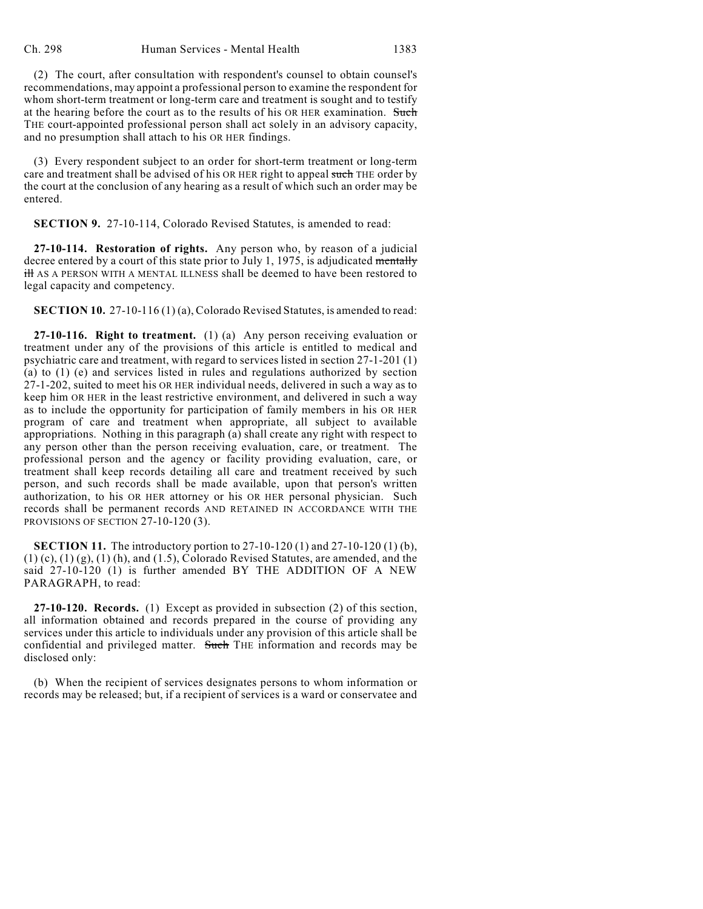(2) The court, after consultation with respondent's counsel to obtain counsel's recommendations, may appoint a professional person to examine the respondent for whom short-term treatment or long-term care and treatment is sought and to testify at the hearing before the court as to the results of his OR HER examination. ~~Such~~ THE court-appointed professional person shall act solely in an advisory capacity, and no presumption shall attach to his OR HER findings.

(3) Every respondent subject to an order for short-term treatment or long-term care and treatment shall be advised of his OR HER right to appeal ~~such~~ THE order by the court at the conclusion of any hearing as a result of which such an order may be entered.

**SECTION 9.** 27-10-114, Colorado Revised Statutes, is amended to read:

**27-10-114. Restoration of rights.** Any person who, by reason of a judicial decree entered by a court of this state prior to July 1, 1975, is adjudicated ~~mentally ill~~ AS A PERSON WITH A MENTAL ILLNESS shall be deemed to have been restored to legal capacity and competency.

**SECTION 10.** 27-10-116 (1) (a), Colorado Revised Statutes, is amended to read:

**27-10-116. Right to treatment.** (1) (a) Any person receiving evaluation or treatment under any of the provisions of this article is entitled to medical and psychiatric care and treatment, with regard to services listed in section 27-1-201 (1) (a) to (1) (e) and services listed in rules and regulations authorized by section 27-1-202, suited to meet his OR HER individual needs, delivered in such a way as to keep him OR HER in the least restrictive environment, and delivered in such a way as to include the opportunity for participation of family members in his OR HER program of care and treatment when appropriate, all subject to available appropriations. Nothing in this paragraph (a) shall create any right with respect to any person other than the person receiving evaluation, care, or treatment. The professional person and the agency or facility providing evaluation, care, or treatment shall keep records detailing all care and treatment received by such person, and such records shall be made available, upon that person's written authorization, to his OR HER attorney or his OR HER personal physician. Such records shall be permanent records AND RETAINED IN ACCORDANCE WITH THE PROVISIONS OF SECTION 27-10-120 (3).

**SECTION 11.** The introductory portion to 27-10-120 (1) and 27-10-120 (1) (b), (1) (c), (1) (g), (1) (h), and (1.5), Colorado Revised Statutes, are amended, and the said 27-10-120 (1) is further amended BY THE ADDITION OF A NEW PARAGRAPH, to read:

**27-10-120. Records.** (1) Except as provided in subsection (2) of this section, all information obtained and records prepared in the course of providing any services under this article to individuals under any provision of this article shall be confidential and privileged matter. ~~Such~~ THE information and records may be disclosed only:

(b) When the recipient of services designates persons to whom information or records may be released; but, if a recipient of services is a ward or conservatee and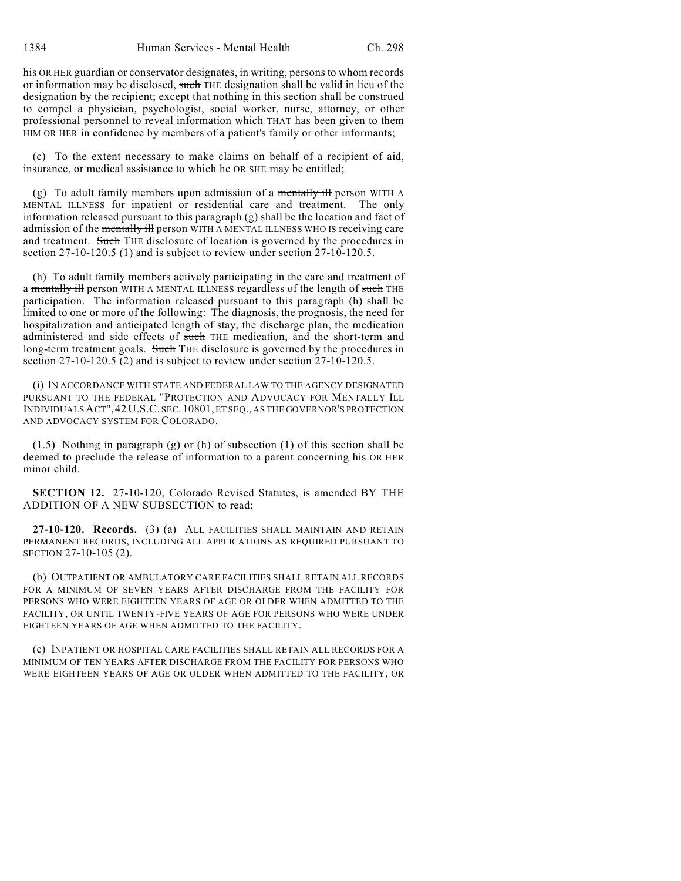his OR HER guardian or conservator designates, in writing, persons to whom records or information may be disclosed, ~~such~~ THE designation shall be valid in lieu of the designation by the recipient; except that nothing in this section shall be construed to compel a physician, psychologist, social worker, nurse, attorney, or other professional personnel to reveal information ~~which~~ THAT has been given to ~~them~~ HIM OR HER in confidence by members of a patient's family or other informants;

(c) To the extent necessary to make claims on behalf of a recipient of aid, insurance, or medical assistance to which he OR SHE may be entitled;

(g) To adult family members upon admission of a ~~mentally ill~~ person WITH A MENTAL ILLNESS for inpatient or residential care and treatment. The only information released pursuant to this paragraph (g) shall be the location and fact of admission of the ~~mentally ill~~ person WITH A MENTAL ILLNESS WHO IS receiving care and treatment. ~~Such~~ THE disclosure of location is governed by the procedures in section 27-10-120.5 (1) and is subject to review under section 27-10-120.5.

(h) To adult family members actively participating in the care and treatment of a ~~mentally ill~~ person WITH A MENTAL ILLNESS regardless of the length of ~~such~~ THE participation. The information released pursuant to this paragraph (h) shall be limited to one or more of the following: The diagnosis, the prognosis, the need for hospitalization and anticipated length of stay, the discharge plan, the medication administered and side effects of ~~such~~ THE medication, and the short-term and long-term treatment goals. ~~Such~~ THE disclosure is governed by the procedures in section 27-10-120.5 (2) and is subject to review under section 27-10-120.5.

(i) IN ACCORDANCE WITH STATE AND FEDERAL LAW TO THE AGENCY DESIGNATED PURSUANT TO THE FEDERAL "PROTECTION AND ADVOCACY FOR MENTALLY ILL INDIVIDUALS ACT", 42 U.S.C. SEC. 10801, ET SEQ., AS THE GOVERNOR'S PROTECTION AND ADVOCACY SYSTEM FOR COLORADO.

(1.5) Nothing in paragraph (g) or (h) of subsection (1) of this section shall be deemed to preclude the release of information to a parent concerning his OR HER minor child.

**SECTION 12.** 27-10-120, Colorado Revised Statutes, is amended BY THE ADDITION OF A NEW SUBSECTION to read:

**27-10-120. Records.** (3) (a) ALL FACILITIES SHALL MAINTAIN AND RETAIN PERMANENT RECORDS, INCLUDING ALL APPLICATIONS AS REQUIRED PURSUANT TO SECTION 27-10-105 (2).

(b) OUTPATIENT OR AMBULATORY CARE FACILITIES SHALL RETAIN ALL RECORDS FOR A MINIMUM OF SEVEN YEARS AFTER DISCHARGE FROM THE FACILITY FOR PERSONS WHO WERE EIGHTEEN YEARS OF AGE OR OLDER WHEN ADMITTED TO THE FACILITY, OR UNTIL TWENTY-FIVE YEARS OF AGE FOR PERSONS WHO WERE UNDER EIGHTEEN YEARS OF AGE WHEN ADMITTED TO THE FACILITY.

(c) INPATIENT OR HOSPITAL CARE FACILITIES SHALL RETAIN ALL RECORDS FOR A MINIMUM OF TEN YEARS AFTER DISCHARGE FROM THE FACILITY FOR PERSONS WHO WERE EIGHTEEN YEARS OF AGE OR OLDER WHEN ADMITTED TO THE FACILITY, OR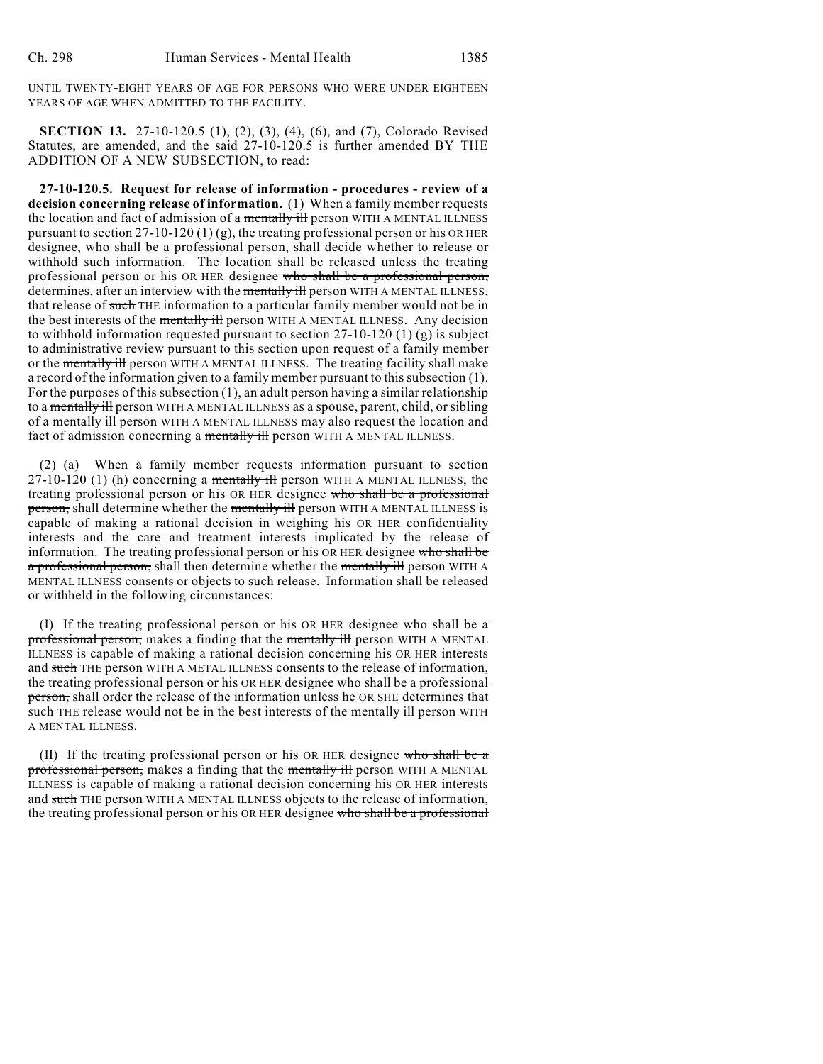UNTIL TWENTY-EIGHT YEARS OF AGE FOR PERSONS WHO WERE UNDER EIGHTEEN YEARS OF AGE WHEN ADMITTED TO THE FACILITY.

**SECTION 13.** 27-10-120.5 (1), (2), (3), (4), (6), and (7), Colorado Revised Statutes, are amended, and the said 27-10-120.5 is further amended BY THE ADDITION OF A NEW SUBSECTION, to read:

**27-10-120.5. Request for release of information - procedures - review of a decision concerning release of information.** (1) When a family member requests the location and fact of admission of a ~~mentally ill~~ person WITH A MENTAL ILLNESS pursuant to section 27-10-120 (1) (g), the treating professional person or his OR HER designee, who shall be a professional person, shall decide whether to release or withhold such information. The location shall be released unless the treating professional person or his OR HER designee ~~who shall be a professional person,~~ determines, after an interview with the ~~mentally ill~~ person WITH A MENTAL ILLNESS, that release of ~~such~~ THE information to a particular family member would not be in the best interests of the ~~mentally ill~~ person WITH A MENTAL ILLNESS. Any decision to withhold information requested pursuant to section 27-10-120 (1) (g) is subject to administrative review pursuant to this section upon request of a family member or the ~~mentally ill~~ person WITH A MENTAL ILLNESS. The treating facility shall make a record of the information given to a family member pursuant to this subsection (1). For the purposes of this subsection (1), an adult person having a similar relationship to a ~~mentally ill~~ person WITH A MENTAL ILLNESS as a spouse, parent, child, or sibling of a ~~mentally ill~~ person WITH A MENTAL ILLNESS may also request the location and fact of admission concerning a ~~mentally ill~~ person WITH A MENTAL ILLNESS.

(2) (a) When a family member requests information pursuant to section 27-10-120 (1) (h) concerning a ~~mentally ill~~ person WITH A MENTAL ILLNESS, the treating professional person or his OR HER designee ~~who shall be a professional person,~~ shall determine whether the ~~mentally ill~~ person WITH A MENTAL ILLNESS is capable of making a rational decision in weighing his OR HER confidentiality interests and the care and treatment interests implicated by the release of information. The treating professional person or his OR HER designee ~~who shall be a professional person,~~ shall then determine whether the ~~mentally ill~~ person WITH A MENTAL ILLNESS consents or objects to such release. Information shall be released or withheld in the following circumstances:

(I) If the treating professional person or his OR HER designee ~~who shall be a professional person,~~ makes a finding that the ~~mentally ill~~ person WITH A MENTAL ILLNESS is capable of making a rational decision concerning his OR HER interests and ~~such~~ THE person WITH A METAL ILLNESS consents to the release of information, the treating professional person or his OR HER designee ~~who shall be a professional person,~~ shall order the release of the information unless he OR SHE determines that ~~such~~ THE release would not be in the best interests of the ~~mentally ill~~ person WITH A MENTAL ILLNESS.

(II) If the treating professional person or his OR HER designee ~~who shall be a professional person,~~ makes a finding that the ~~mentally ill~~ person WITH A MENTAL ILLNESS is capable of making a rational decision concerning his OR HER interests and ~~such~~ THE person WITH A MENTAL ILLNESS objects to the release of information, the treating professional person or his OR HER designee ~~who shall be a professional~~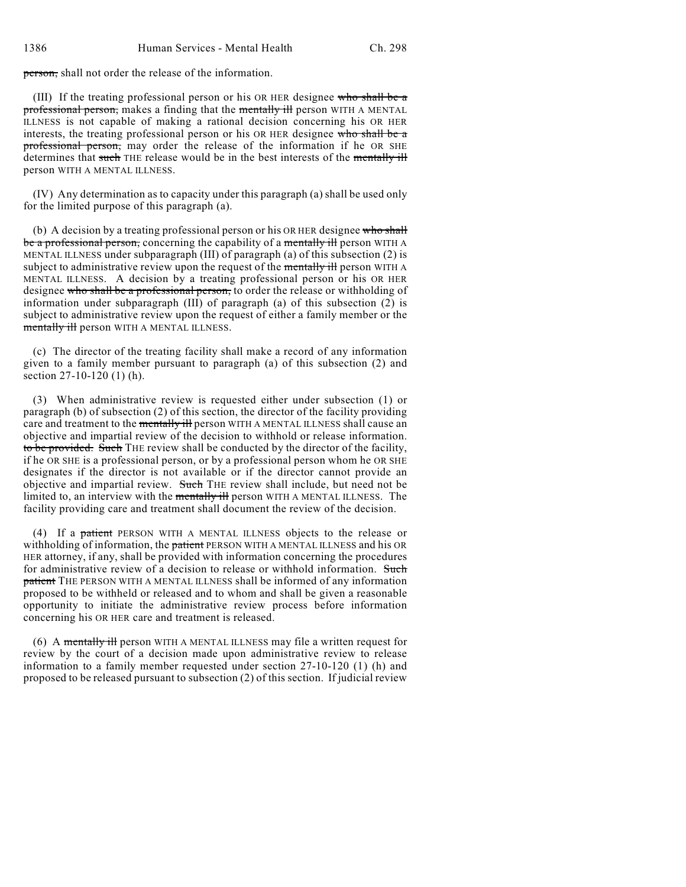~~person,~~ shall not order the release of the information.

(III) If the treating professional person or his OR HER designee ~~who shall be a professional person,~~ makes a finding that the ~~mentally ill~~ person WITH A MENTAL ILLNESS is not capable of making a rational decision concerning his OR HER interests, the treating professional person or his OR HER designee ~~who shall be a professional person,~~ may order the release of the information if he OR SHE determines that ~~such~~ THE release would be in the best interests of the ~~mentally ill~~ person WITH A MENTAL ILLNESS.

(IV) Any determination as to capacity under this paragraph (a) shall be used only for the limited purpose of this paragraph (a).

(b) A decision by a treating professional person or his OR HER designee ~~who shall be a professional person,~~ concerning the capability of a ~~mentally ill~~ person WITH A MENTAL ILLNESS under subparagraph (III) of paragraph (a) of this subsection (2) is subject to administrative review upon the request of the ~~mentally ill~~ person WITH A MENTAL ILLNESS. A decision by a treating professional person or his OR HER designee ~~who shall be a professional person,~~ to order the release or withholding of information under subparagraph (III) of paragraph (a) of this subsection (2) is subject to administrative review upon the request of either a family member or the ~~mentally ill~~ person WITH A MENTAL ILLNESS.

(c) The director of the treating facility shall make a record of any information given to a family member pursuant to paragraph (a) of this subsection (2) and section 27-10-120 (1) (h).

(3) When administrative review is requested either under subsection (1) or paragraph (b) of subsection (2) of this section, the director of the facility providing care and treatment to the ~~mentally ill~~ person WITH A MENTAL ILLNESS shall cause an objective and impartial review of the decision to withhold or release information. ~~to be provided. Such~~ THE review shall be conducted by the director of the facility, if he OR SHE is a professional person, or by a professional person whom he OR SHE designates if the director is not available or if the director cannot provide an objective and impartial review. ~~Such~~ THE review shall include, but need not be limited to, an interview with the ~~mentally ill~~ person WITH A MENTAL ILLNESS. The facility providing care and treatment shall document the review of the decision.

(4) If a ~~patient~~ PERSON WITH A MENTAL ILLNESS objects to the release or withholding of information, the ~~patient~~ PERSON WITH A MENTAL ILLNESS and his OR HER attorney, if any, shall be provided with information concerning the procedures for administrative review of a decision to release or withhold information. ~~Such patient~~ THE PERSON WITH A MENTAL ILLNESS shall be informed of any information proposed to be withheld or released and to whom and shall be given a reasonable opportunity to initiate the administrative review process before information concerning his OR HER care and treatment is released.

(6) A ~~mentally ill~~ person WITH A MENTAL ILLNESS may file a written request for review by the court of a decision made upon administrative review to release information to a family member requested under section 27-10-120 (1) (h) and proposed to be released pursuant to subsection (2) of this section. If judicial review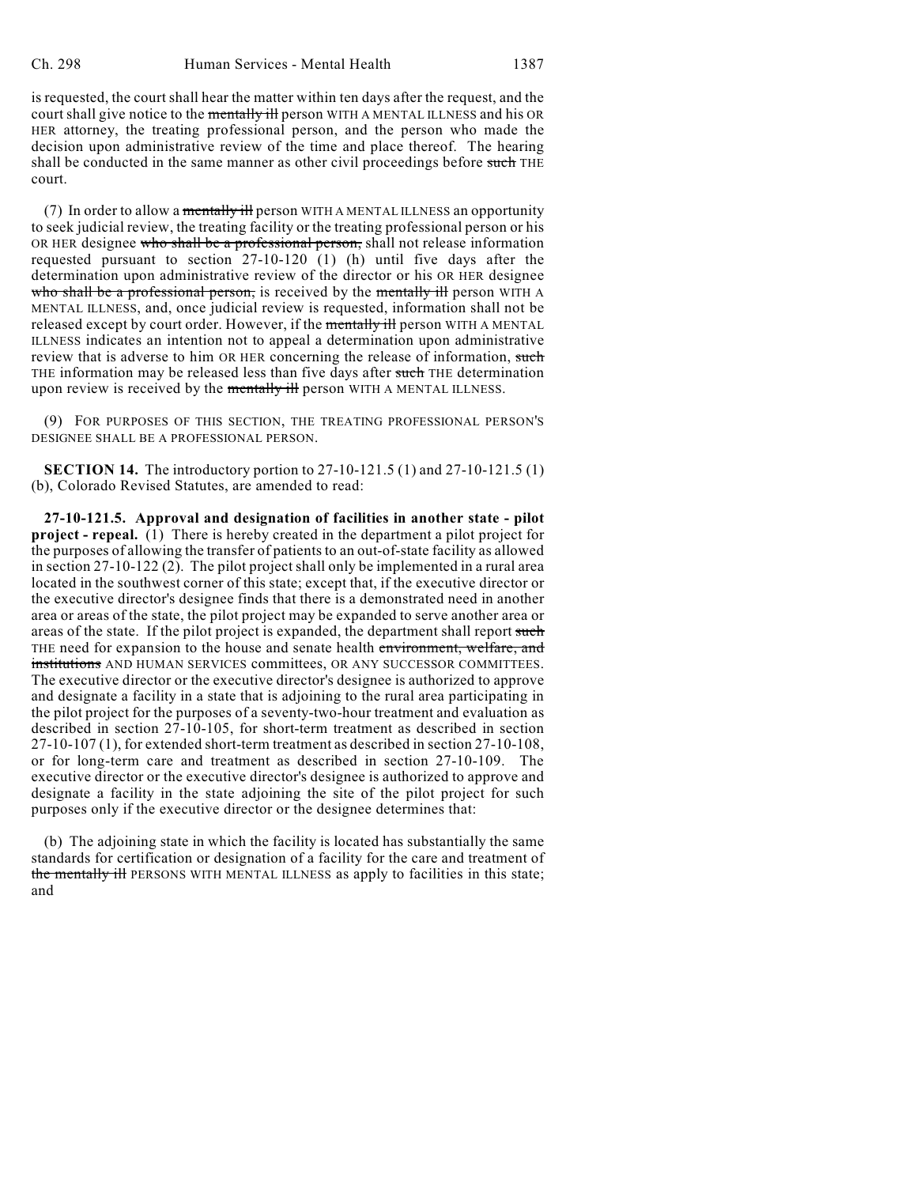is requested, the court shall hear the matter within ten days after the request, and the court shall give notice to the ~~mentally ill~~ person WITH A MENTAL ILLNESS and his OR HER attorney, the treating professional person, and the person who made the decision upon administrative review of the time and place thereof. The hearing shall be conducted in the same manner as other civil proceedings before ~~such~~ THE court.

(7) In order to allow a ~~mentally ill~~ person WITH A MENTAL ILLNESS an opportunity to seek judicial review, the treating facility or the treating professional person or his OR HER designee ~~who shall be a professional person,~~ shall not release information requested pursuant to section 27-10-120 (1) (h) until five days after the determination upon administrative review of the director or his OR HER designee ~~who shall be a professional person,~~ is received by the ~~mentally ill~~ person WITH A MENTAL ILLNESS, and, once judicial review is requested, information shall not be released except by court order. However, if the ~~mentally ill~~ person WITH A MENTAL ILLNESS indicates an intention not to appeal a determination upon administrative review that is adverse to him OR HER concerning the release of information, ~~such~~ THE information may be released less than five days after ~~such~~ THE determination upon review is received by the ~~mentally ill~~ person WITH A MENTAL ILLNESS.

(9) FOR PURPOSES OF THIS SECTION, THE TREATING PROFESSIONAL PERSON'S DESIGNEE SHALL BE A PROFESSIONAL PERSON.

**SECTION 14.** The introductory portion to 27-10-121.5 (1) and 27-10-121.5 (1) (b), Colorado Revised Statutes, are amended to read:

**27-10-121.5. Approval and designation of facilities in another state - pilot project - repeal.** (1) There is hereby created in the department a pilot project for the purposes of allowing the transfer of patients to an out-of-state facility as allowed in section 27-10-122 (2). The pilot project shall only be implemented in a rural area located in the southwest corner of this state; except that, if the executive director or the executive director's designee finds that there is a demonstrated need in another area or areas of the state, the pilot project may be expanded to serve another area or areas of the state. If the pilot project is expanded, the department shall report ~~such~~ THE need for expansion to the house and senate health ~~environment, welfare, and institutions~~ AND HUMAN SERVICES committees, OR ANY SUCCESSOR COMMITTEES. The executive director or the executive director's designee is authorized to approve and designate a facility in a state that is adjoining to the rural area participating in the pilot project for the purposes of a seventy-two-hour treatment and evaluation as described in section 27-10-105, for short-term treatment as described in section 27-10-107 (1), for extended short-term treatment as described in section 27-10-108, or for long-term care and treatment as described in section 27-10-109. The executive director or the executive director's designee is authorized to approve and designate a facility in the state adjoining the site of the pilot project for such purposes only if the executive director or the designee determines that:

(b) The adjoining state in which the facility is located has substantially the same standards for certification or designation of a facility for the care and treatment of ~~the mentally ill~~ PERSONS WITH MENTAL ILLNESS as apply to facilities in this state; and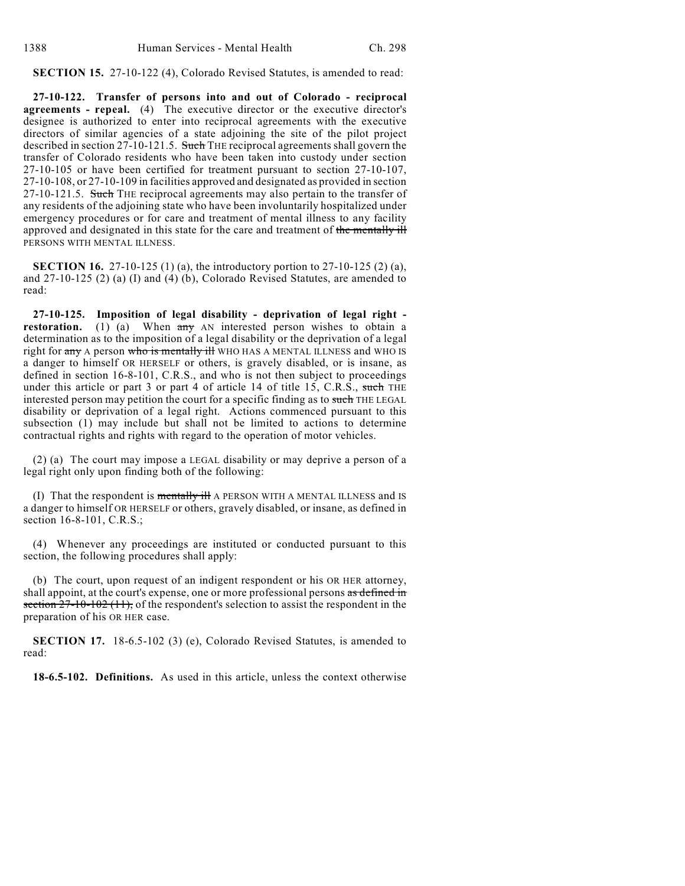**SECTION 15.** 27-10-122 (4), Colorado Revised Statutes, is amended to read:

**27-10-122. Transfer of persons into and out of Colorado - reciprocal agreements - repeal.** (4) The executive director or the executive director's designee is authorized to enter into reciprocal agreements with the executive directors of similar agencies of a state adjoining the site of the pilot project described in section 27-10-121.5. ~~Such~~ THE reciprocal agreements shall govern the transfer of Colorado residents who have been taken into custody under section 27-10-105 or have been certified for treatment pursuant to section 27-10-107, 27-10-108, or 27-10-109 in facilities approved and designated as provided in section 27-10-121.5. ~~Such~~ THE reciprocal agreements may also pertain to the transfer of any residents of the adjoining state who have been involuntarily hospitalized under emergency procedures or for care and treatment of mental illness to any facility approved and designated in this state for the care and treatment of ~~the mentally ill~~ PERSONS WITH MENTAL ILLNESS.

**SECTION 16.** 27-10-125 (1) (a), the introductory portion to 27-10-125 (2) (a), and 27-10-125 (2) (a) (I) and (4) (b), Colorado Revised Statutes, are amended to read:

**27-10-125. Imposition of legal disability - deprivation of legal right - restoration.** (1) (a) When ~~any~~ AN interested person wishes to obtain a determination as to the imposition of a legal disability or the deprivation of a legal right for ~~any~~ A person ~~who is mentally ill~~ WHO HAS A MENTAL ILLNESS and WHO IS a danger to himself OR HERSELF or others, is gravely disabled, or is insane, as defined in section 16-8-101, C.R.S., and who is not then subject to proceedings under this article or part 3 or part 4 of article 14 of title 15, C.R.S., ~~such~~ THE interested person may petition the court for a specific finding as to ~~such~~ THE LEGAL disability or deprivation of a legal right. Actions commenced pursuant to this subsection (1) may include but shall not be limited to actions to determine contractual rights and rights with regard to the operation of motor vehicles.

(2) (a) The court may impose a LEGAL disability or may deprive a person of a legal right only upon finding both of the following:

(I) That the respondent is ~~mentally ill~~ A PERSON WITH A MENTAL ILLNESS and IS a danger to himself OR HERSELF or others, gravely disabled, or insane, as defined in section 16-8-101, C.R.S.;

(4) Whenever any proceedings are instituted or conducted pursuant to this section, the following procedures shall apply:

(b) The court, upon request of an indigent respondent or his OR HER attorney, shall appoint, at the court's expense, one or more professional persons ~~as defined in section 27-10-102 (11),~~ of the respondent's selection to assist the respondent in the preparation of his OR HER case.

**SECTION 17.** 18-6.5-102 (3) (e), Colorado Revised Statutes, is amended to read:

**18-6.5-102. Definitions.** As used in this article, unless the context otherwise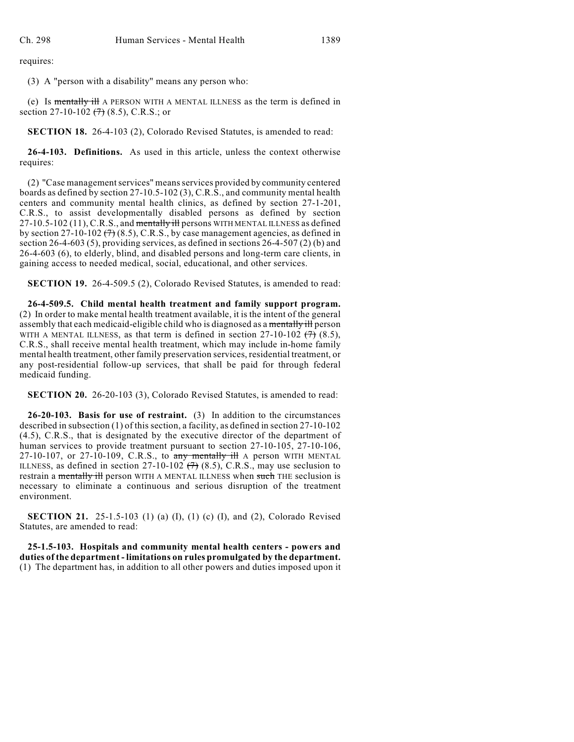requires:

(3) A "person with a disability" means any person who:

(e) Is ~~mentally ill~~ A PERSON WITH A MENTAL ILLNESS as the term is defined in section 27-10-102 ~~(7)~~ (8.5), C.R.S.; or

**SECTION 18.** 26-4-103 (2), Colorado Revised Statutes, is amended to read:

**26-4-103. Definitions.** As used in this article, unless the context otherwise requires:

(2) "Case management services" means services provided by community centered boards as defined by section 27-10.5-102 (3), C.R.S., and community mental health centers and community mental health clinics, as defined by section 27-1-201, C.R.S., to assist developmentally disabled persons as defined by section 27-10.5-102 (11), C.R.S., and ~~mentally ill~~ persons WITH MENTAL ILLNESS as defined by section 27-10-102 ~~(7)~~ (8.5), C.R.S., by case management agencies, as defined in section 26-4-603 (5), providing services, as defined in sections 26-4-507 (2) (b) and 26-4-603 (6), to elderly, blind, and disabled persons and long-term care clients, in gaining access to needed medical, social, educational, and other services.

**SECTION 19.** 26-4-509.5 (2), Colorado Revised Statutes, is amended to read:

**26-4-509.5. Child mental health treatment and family support program.** (2) In order to make mental health treatment available, it is the intent of the general assembly that each medicaid-eligible child who is diagnosed as a ~~mentally ill~~ person WITH A MENTAL ILLNESS, as that term is defined in section 27-10-102 ~~(7)~~ (8.5), C.R.S., shall receive mental health treatment, which may include in-home family mental health treatment, other family preservation services, residential treatment, or any post-residential follow-up services, that shall be paid for through federal medicaid funding.

**SECTION 20.** 26-20-103 (3), Colorado Revised Statutes, is amended to read:

**26-20-103. Basis for use of restraint.** (3) In addition to the circumstances described in subsection (1) of this section, a facility, as defined in section 27-10-102 (4.5), C.R.S., that is designated by the executive director of the department of human services to provide treatment pursuant to section 27-10-105, 27-10-106, 27-10-107, or 27-10-109, C.R.S., to ~~any mentally ill~~ A person WITH MENTAL ILLNESS, as defined in section 27-10-102 ~~(7)~~ (8.5), C.R.S., may use seclusion to restrain a ~~mentally ill~~ person WITH A MENTAL ILLNESS when ~~such~~ THE seclusion is necessary to eliminate a continuous and serious disruption of the treatment environment.

**SECTION 21.** 25-1.5-103 (1) (a) (I), (1) (c) (I), and (2), Colorado Revised Statutes, are amended to read:

**25-1.5-103. Hospitals and community mental health centers - powers and duties of the department - limitations on rules promulgated by the department.** (1) The department has, in addition to all other powers and duties imposed upon it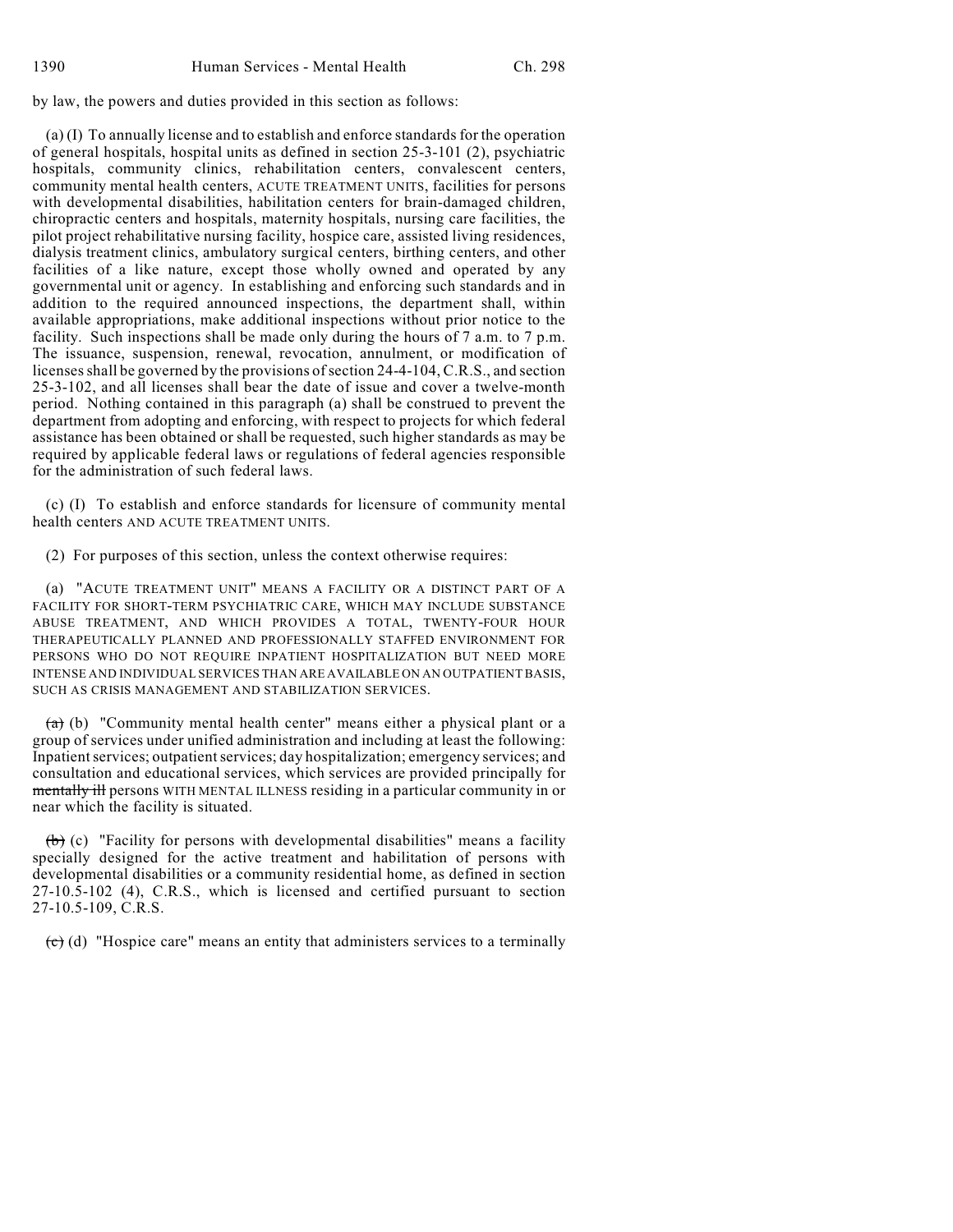by law, the powers and duties provided in this section as follows:

(a) (I) To annually license and to establish and enforce standards for the operation of general hospitals, hospital units as defined in section 25-3-101 (2), psychiatric hospitals, community clinics, rehabilitation centers, convalescent centers, community mental health centers, ACUTE TREATMENT UNITS, facilities for persons with developmental disabilities, habilitation centers for brain-damaged children, chiropractic centers and hospitals, maternity hospitals, nursing care facilities, the pilot project rehabilitative nursing facility, hospice care, assisted living residences, dialysis treatment clinics, ambulatory surgical centers, birthing centers, and other facilities of a like nature, except those wholly owned and operated by any governmental unit or agency. In establishing and enforcing such standards and in addition to the required announced inspections, the department shall, within available appropriations, make additional inspections without prior notice to the facility. Such inspections shall be made only during the hours of 7 a.m. to 7 p.m. The issuance, suspension, renewal, revocation, annulment, or modification of licenses shall be governed by the provisions of section 24-4-104, C.R.S., and section 25-3-102, and all licenses shall bear the date of issue and cover a twelve-month period. Nothing contained in this paragraph (a) shall be construed to prevent the department from adopting and enforcing, with respect to projects for which federal assistance has been obtained or shall be requested, such higher standards as may be required by applicable federal laws or regulations of federal agencies responsible for the administration of such federal laws.

(c) (I) To establish and enforce standards for licensure of community mental health centers AND ACUTE TREATMENT UNITS.

(2) For purposes of this section, unless the context otherwise requires:

(a) "ACUTE TREATMENT UNIT" MEANS A FACILITY OR A DISTINCT PART OF A FACILITY FOR SHORT-TERM PSYCHIATRIC CARE, WHICH MAY INCLUDE SUBSTANCE ABUSE TREATMENT, AND WHICH PROVIDES A TOTAL, TWENTY-FOUR HOUR THERAPEUTICALLY PLANNED AND PROFESSIONALLY STAFFED ENVIRONMENT FOR PERSONS WHO DO NOT REQUIRE INPATIENT HOSPITALIZATION BUT NEED MORE INTENSE AND INDIVIDUAL SERVICES THAN ARE AVAILABLE ON AN OUTPATIENT BASIS, SUCH AS CRISIS MANAGEMENT AND STABILIZATION SERVICES.

~~(a)~~ (b) "Community mental health center" means either a physical plant or a group of services under unified administration and including at least the following: Inpatient services; outpatient services; day hospitalization; emergency services; and consultation and educational services, which services are provided principally for ~~mentally ill~~ persons WITH MENTAL ILLNESS residing in a particular community in or near which the facility is situated.

~~(b)~~ (c) "Facility for persons with developmental disabilities" means a facility specially designed for the active treatment and habilitation of persons with developmental disabilities or a community residential home, as defined in section 27-10.5-102 (4), C.R.S., which is licensed and certified pursuant to section 27-10.5-109, C.R.S.

~~(c)~~ (d) "Hospice care" means an entity that administers services to a terminally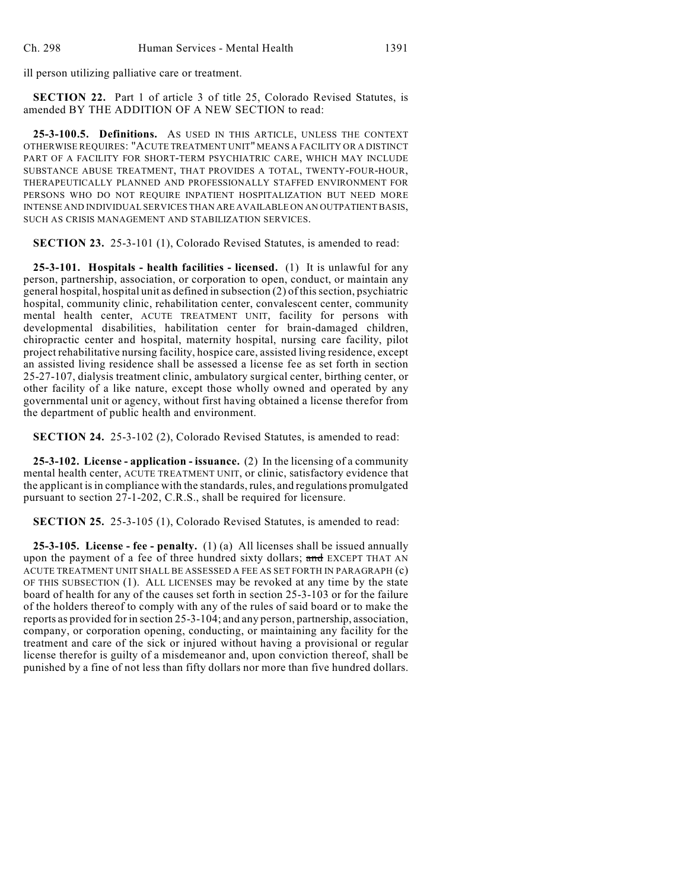ill person utilizing palliative care or treatment.

**SECTION 22.** Part 1 of article 3 of title 25, Colorado Revised Statutes, is amended BY THE ADDITION OF A NEW SECTION to read:

**25-3-100.5. Definitions.** AS USED IN THIS ARTICLE, UNLESS THE CONTEXT OTHERWISE REQUIRES: "ACUTE TREATMENT UNIT" MEANS A FACILITY OR A DISTINCT PART OF A FACILITY FOR SHORT-TERM PSYCHIATRIC CARE, WHICH MAY INCLUDE SUBSTANCE ABUSE TREATMENT, THAT PROVIDES A TOTAL, TWENTY-FOUR-HOUR, THERAPEUTICALLY PLANNED AND PROFESSIONALLY STAFFED ENVIRONMENT FOR PERSONS WHO DO NOT REQUIRE INPATIENT HOSPITALIZATION BUT NEED MORE INTENSE AND INDIVIDUAL SERVICES THAN ARE AVAILABLE ON AN OUTPATIENT BASIS, SUCH AS CRISIS MANAGEMENT AND STABILIZATION SERVICES.

**SECTION 23.** 25-3-101 (1), Colorado Revised Statutes, is amended to read:

**25-3-101. Hospitals - health facilities - licensed.** (1) It is unlawful for any person, partnership, association, or corporation to open, conduct, or maintain any general hospital, hospital unit as defined in subsection (2) of this section, psychiatric hospital, community clinic, rehabilitation center, convalescent center, community mental health center, ACUTE TREATMENT UNIT, facility for persons with developmental disabilities, habilitation center for brain-damaged children, chiropractic center and hospital, maternity hospital, nursing care facility, pilot project rehabilitative nursing facility, hospice care, assisted living residence, except an assisted living residence shall be assessed a license fee as set forth in section 25-27-107, dialysis treatment clinic, ambulatory surgical center, birthing center, or other facility of a like nature, except those wholly owned and operated by any governmental unit or agency, without first having obtained a license therefor from the department of public health and environment.

**SECTION 24.** 25-3-102 (2), Colorado Revised Statutes, is amended to read:

**25-3-102. License - application - issuance.** (2) In the licensing of a community mental health center, ACUTE TREATMENT UNIT, or clinic, satisfactory evidence that the applicant is in compliance with the standards, rules, and regulations promulgated pursuant to section 27-1-202, C.R.S., shall be required for licensure.

**SECTION 25.** 25-3-105 (1), Colorado Revised Statutes, is amended to read:

**25-3-105. License - fee - penalty.** (1) (a) All licenses shall be issued annually upon the payment of a fee of three hundred sixty dollars; ~~and~~ EXCEPT THAT AN ACUTE TREATMENT UNIT SHALL BE ASSESSED A FEE AS SET FORTH IN PARAGRAPH (c) OF THIS SUBSECTION (1). ALL LICENSES may be revoked at any time by the state board of health for any of the causes set forth in section 25-3-103 or for the failure of the holders thereof to comply with any of the rules of said board or to make the reports as provided for in section 25-3-104; and any person, partnership, association, company, or corporation opening, conducting, or maintaining any facility for the treatment and care of the sick or injured without having a provisional or regular license therefor is guilty of a misdemeanor and, upon conviction thereof, shall be punished by a fine of not less than fifty dollars nor more than five hundred dollars.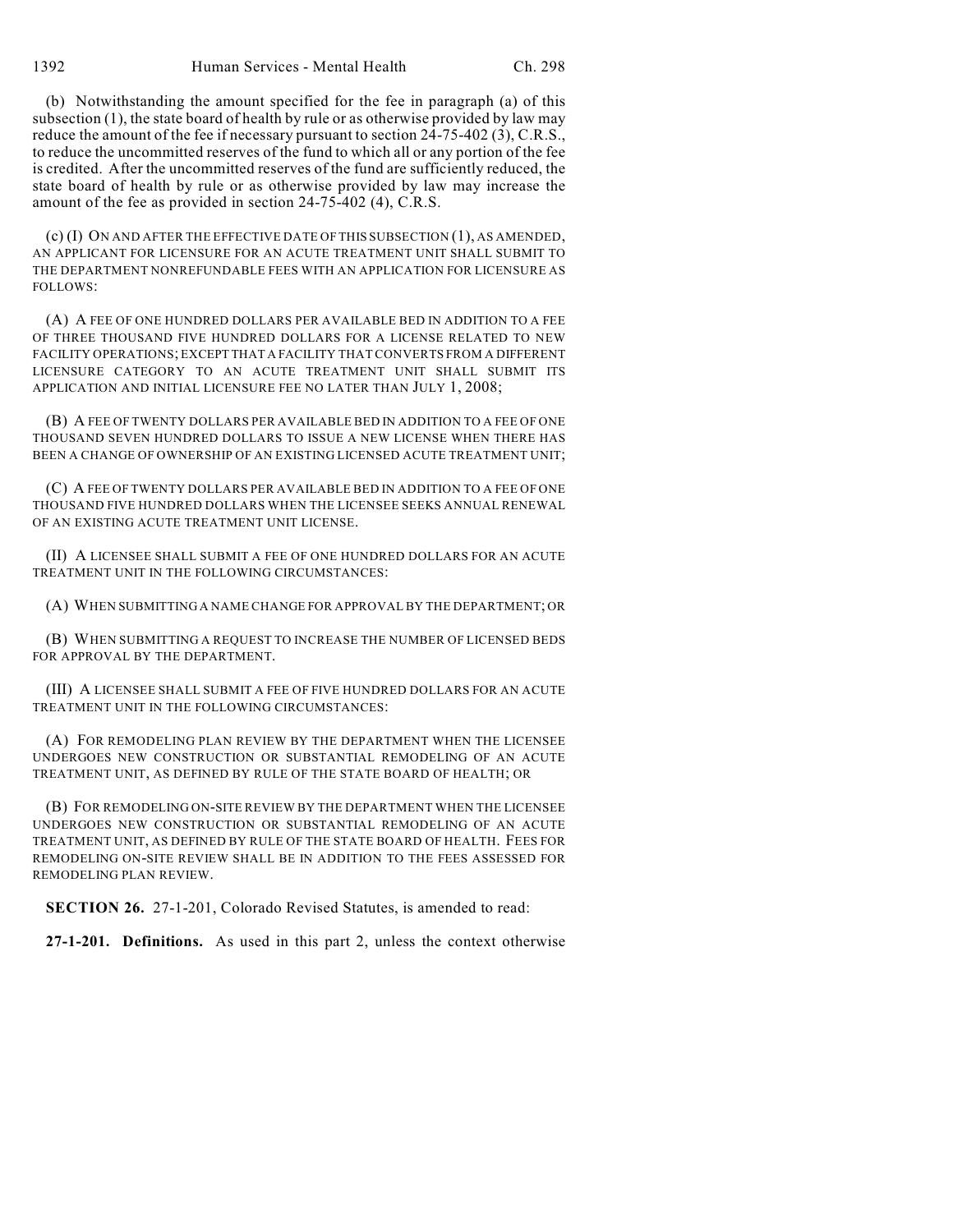(b) Notwithstanding the amount specified for the fee in paragraph (a) of this subsection (1), the state board of health by rule or as otherwise provided by law may reduce the amount of the fee if necessary pursuant to section 24-75-402 (3), C.R.S., to reduce the uncommitted reserves of the fund to which all or any portion of the fee is credited. After the uncommitted reserves of the fund are sufficiently reduced, the state board of health by rule or as otherwise provided by law may increase the amount of the fee as provided in section 24-75-402 (4), C.R.S.

(c) (I) ON AND AFTER THE EFFECTIVE DATE OF THIS SUBSECTION (1), AS AMENDED, AN APPLICANT FOR LICENSURE FOR AN ACUTE TREATMENT UNIT SHALL SUBMIT TO THE DEPARTMENT NONREFUNDABLE FEES WITH AN APPLICATION FOR LICENSURE AS FOLLOWS:

(A) A FEE OF ONE HUNDRED DOLLARS PER AVAILABLE BED IN ADDITION TO A FEE OF THREE THOUSAND FIVE HUNDRED DOLLARS FOR A LICENSE RELATED TO NEW FACILITY OPERATIONS; EXCEPT THAT A FACILITY THAT CONVERTS FROM A DIFFERENT LICENSURE CATEGORY TO AN ACUTE TREATMENT UNIT SHALL SUBMIT ITS APPLICATION AND INITIAL LICENSURE FEE NO LATER THAN JULY 1, 2008;

(B) A FEE OF TWENTY DOLLARS PER AVAILABLE BED IN ADDITION TO A FEE OF ONE THOUSAND SEVEN HUNDRED DOLLARS TO ISSUE A NEW LICENSE WHEN THERE HAS BEEN A CHANGE OF OWNERSHIP OF AN EXISTING LICENSED ACUTE TREATMENT UNIT;

(C) A FEE OF TWENTY DOLLARS PER AVAILABLE BED IN ADDITION TO A FEE OF ONE THOUSAND FIVE HUNDRED DOLLARS WHEN THE LICENSEE SEEKS ANNUAL RENEWAL OF AN EXISTING ACUTE TREATMENT UNIT LICENSE.

(II) A LICENSEE SHALL SUBMIT A FEE OF ONE HUNDRED DOLLARS FOR AN ACUTE TREATMENT UNIT IN THE FOLLOWING CIRCUMSTANCES:

(A) WHEN SUBMITTING A NAME CHANGE FOR APPROVAL BY THE DEPARTMENT; OR

(B) WHEN SUBMITTING A REQUEST TO INCREASE THE NUMBER OF LICENSED BEDS FOR APPROVAL BY THE DEPARTMENT.

(III) A LICENSEE SHALL SUBMIT A FEE OF FIVE HUNDRED DOLLARS FOR AN ACUTE TREATMENT UNIT IN THE FOLLOWING CIRCUMSTANCES:

(A) FOR REMODELING PLAN REVIEW BY THE DEPARTMENT WHEN THE LICENSEE UNDERGOES NEW CONSTRUCTION OR SUBSTANTIAL REMODELING OF AN ACUTE TREATMENT UNIT, AS DEFINED BY RULE OF THE STATE BOARD OF HEALTH; OR

(B) FOR REMODELING ON-SITE REVIEW BY THE DEPARTMENT WHEN THE LICENSEE UNDERGOES NEW CONSTRUCTION OR SUBSTANTIAL REMODELING OF AN ACUTE TREATMENT UNIT, AS DEFINED BY RULE OF THE STATE BOARD OF HEALTH. FEES FOR REMODELING ON-SITE REVIEW SHALL BE IN ADDITION TO THE FEES ASSESSED FOR REMODELING PLAN REVIEW.

**SECTION 26.** 27-1-201, Colorado Revised Statutes, is amended to read:

**27-1-201. Definitions.** As used in this part 2, unless the context otherwise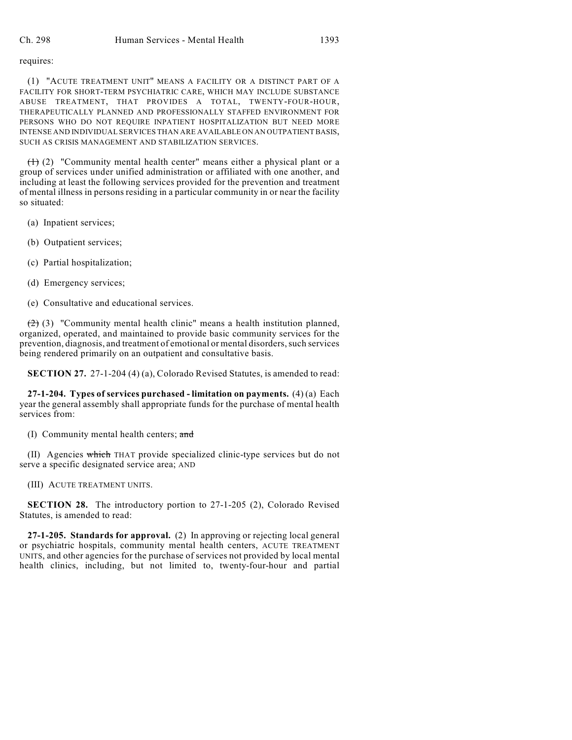requires:

(1) "ACUTE TREATMENT UNIT" MEANS A FACILITY OR A DISTINCT PART OF A FACILITY FOR SHORT-TERM PSYCHIATRIC CARE, WHICH MAY INCLUDE SUBSTANCE ABUSE TREATMENT, THAT PROVIDES A TOTAL, TWENTY-FOUR-HOUR, THERAPEUTICALLY PLANNED AND PROFESSIONALLY STAFFED ENVIRONMENT FOR PERSONS WHO DO NOT REQUIRE INPATIENT HOSPITALIZATION BUT NEED MORE INTENSE AND INDIVIDUAL SERVICES THAN ARE AVAILABLE ON AN OUTPATIENT BASIS, SUCH AS CRISIS MANAGEMENT AND STABILIZATION SERVICES.

~~(1)~~ (2) "Community mental health center" means either a physical plant or a group of services under unified administration or affiliated with one another, and including at least the following services provided for the prevention and treatment of mental illness in persons residing in a particular community in or near the facility so situated:

(a) Inpatient services;

(b) Outpatient services;

(c) Partial hospitalization;

(d) Emergency services;

(e) Consultative and educational services.

~~(2)~~ (3) "Community mental health clinic" means a health institution planned, organized, operated, and maintained to provide basic community services for the prevention, diagnosis, and treatment of emotional or mental disorders, such services being rendered primarily on an outpatient and consultative basis.

**SECTION 27.** 27-1-204 (4) (a), Colorado Revised Statutes, is amended to read:

**27-1-204. Types of services purchased - limitation on payments.** (4) (a) Each year the general assembly shall appropriate funds for the purchase of mental health services from:

(I) Community mental health centers; ~~and~~

(II) Agencies ~~which~~ THAT provide specialized clinic-type services but do not serve a specific designated service area; AND

(III) ACUTE TREATMENT UNITS.

**SECTION 28.** The introductory portion to 27-1-205 (2), Colorado Revised Statutes, is amended to read:

**27-1-205. Standards for approval.** (2) In approving or rejecting local general or psychiatric hospitals, community mental health centers, ACUTE TREATMENT UNITS, and other agencies for the purchase of services not provided by local mental health clinics, including, but not limited to, twenty-four-hour and partial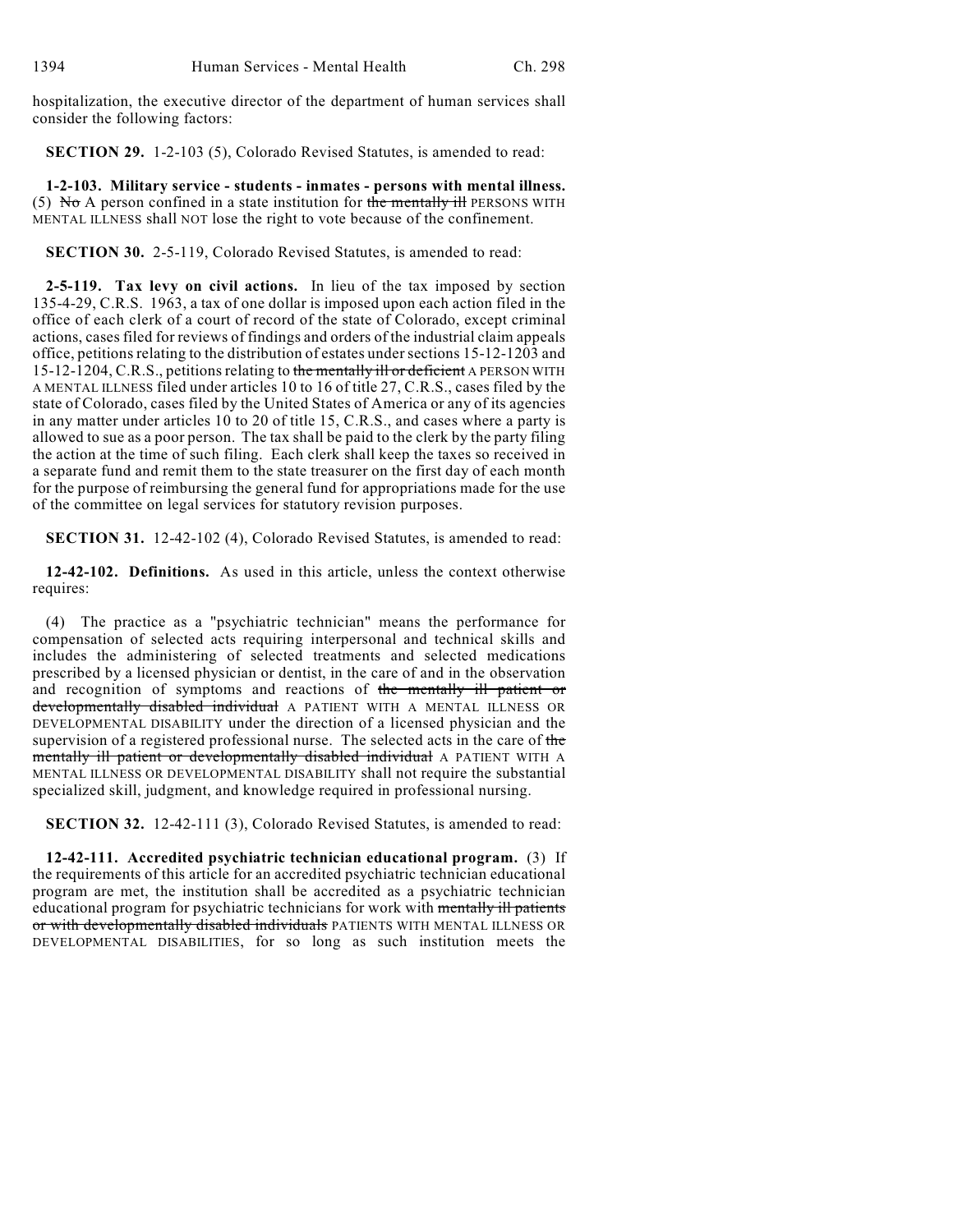hospitalization, the executive director of the department of human services shall consider the following factors:

**SECTION 29.** 1-2-103 (5), Colorado Revised Statutes, is amended to read:

**1-2-103. Military service - students - inmates - persons with mental illness.** (5) ~~No~~ A person confined in a state institution for ~~the mentally ill~~ PERSONS WITH MENTAL ILLNESS shall NOT lose the right to vote because of the confinement.

**SECTION 30.** 2-5-119, Colorado Revised Statutes, is amended to read:

**2-5-119. Tax levy on civil actions.** In lieu of the tax imposed by section 135-4-29, C.R.S. 1963, a tax of one dollar is imposed upon each action filed in the office of each clerk of a court of record of the state of Colorado, except criminal actions, cases filed for reviews of findings and orders of the industrial claim appeals office, petitions relating to the distribution of estates under sections 15-12-1203 and 15-12-1204, C.R.S., petitions relating to ~~the mentally ill or deficient~~ A PERSON WITH A MENTAL ILLNESS filed under articles 10 to 16 of title 27, C.R.S., cases filed by the state of Colorado, cases filed by the United States of America or any of its agencies in any matter under articles 10 to 20 of title 15, C.R.S., and cases where a party is allowed to sue as a poor person. The tax shall be paid to the clerk by the party filing the action at the time of such filing. Each clerk shall keep the taxes so received in a separate fund and remit them to the state treasurer on the first day of each month for the purpose of reimbursing the general fund for appropriations made for the use of the committee on legal services for statutory revision purposes.

**SECTION 31.** 12-42-102 (4), Colorado Revised Statutes, is amended to read:

**12-42-102. Definitions.** As used in this article, unless the context otherwise requires:

(4) The practice as a "psychiatric technician" means the performance for compensation of selected acts requiring interpersonal and technical skills and includes the administering of selected treatments and selected medications prescribed by a licensed physician or dentist, in the care of and in the observation and recognition of symptoms and reactions of ~~the mentally ill patient or developmentally disabled individual~~ A PATIENT WITH A MENTAL ILLNESS OR DEVELOPMENTAL DISABILITY under the direction of a licensed physician and the supervision of a registered professional nurse. The selected acts in the care of ~~the mentally ill patient or developmentally disabled individual~~ A PATIENT WITH A MENTAL ILLNESS OR DEVELOPMENTAL DISABILITY shall not require the substantial specialized skill, judgment, and knowledge required in professional nursing.

**SECTION 32.** 12-42-111 (3), Colorado Revised Statutes, is amended to read:

**12-42-111. Accredited psychiatric technician educational program.** (3) If the requirements of this article for an accredited psychiatric technician educational program are met, the institution shall be accredited as a psychiatric technician educational program for psychiatric technicians for work with ~~mentally ill patients or with developmentally disabled individuals~~ PATIENTS WITH MENTAL ILLNESS OR DEVELOPMENTAL DISABILITIES, for so long as such institution meets the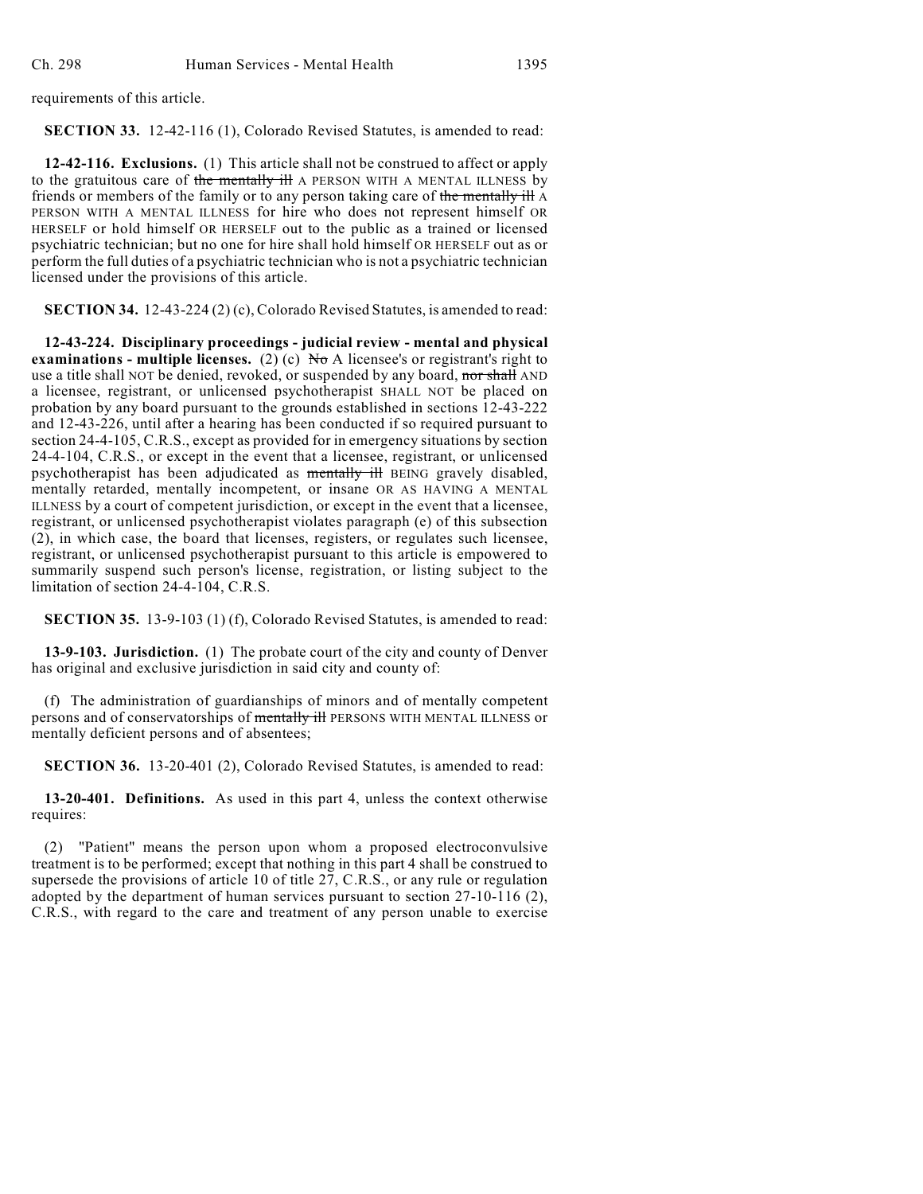requirements of this article.

**SECTION 33.** 12-42-116 (1), Colorado Revised Statutes, is amended to read:

**12-42-116. Exclusions.** (1) This article shall not be construed to affect or apply to the gratuitous care of ~~the mentally ill~~ A PERSON WITH A MENTAL ILLNESS by friends or members of the family or to any person taking care of ~~the mentally ill~~ A PERSON WITH A MENTAL ILLNESS for hire who does not represent himself OR HERSELF or hold himself OR HERSELF out to the public as a trained or licensed psychiatric technician; but no one for hire shall hold himself OR HERSELF out as or perform the full duties of a psychiatric technician who is not a psychiatric technician licensed under the provisions of this article.

**SECTION 34.** 12-43-224 (2) (c), Colorado Revised Statutes, is amended to read:

**12-43-224. Disciplinary proceedings - judicial review - mental and physical examinations - multiple licenses.** (2) (c) ~~No~~ A licensee's or registrant's right to use a title shall NOT be denied, revoked, or suspended by any board, ~~nor shall~~ AND a licensee, registrant, or unlicensed psychotherapist SHALL NOT be placed on probation by any board pursuant to the grounds established in sections 12-43-222 and 12-43-226, until after a hearing has been conducted if so required pursuant to section 24-4-105, C.R.S., except as provided for in emergency situations by section 24-4-104, C.R.S., or except in the event that a licensee, registrant, or unlicensed psychotherapist has been adjudicated as ~~mentally ill~~ BEING gravely disabled, mentally retarded, mentally incompetent, or insane OR AS HAVING A MENTAL ILLNESS by a court of competent jurisdiction, or except in the event that a licensee, registrant, or unlicensed psychotherapist violates paragraph (e) of this subsection (2), in which case, the board that licenses, registers, or regulates such licensee, registrant, or unlicensed psychotherapist pursuant to this article is empowered to summarily suspend such person's license, registration, or listing subject to the limitation of section 24-4-104, C.R.S.

**SECTION 35.** 13-9-103 (1) (f), Colorado Revised Statutes, is amended to read:

**13-9-103. Jurisdiction.** (1) The probate court of the city and county of Denver has original and exclusive jurisdiction in said city and county of:

(f) The administration of guardianships of minors and of mentally competent persons and of conservatorships of ~~mentally ill~~ PERSONS WITH MENTAL ILLNESS or mentally deficient persons and of absentees;

**SECTION 36.** 13-20-401 (2), Colorado Revised Statutes, is amended to read:

**13-20-401. Definitions.** As used in this part 4, unless the context otherwise requires:

(2) "Patient" means the person upon whom a proposed electroconvulsive treatment is to be performed; except that nothing in this part 4 shall be construed to supersede the provisions of article 10 of title 27, C.R.S., or any rule or regulation adopted by the department of human services pursuant to section 27-10-116 (2), C.R.S., with regard to the care and treatment of any person unable to exercise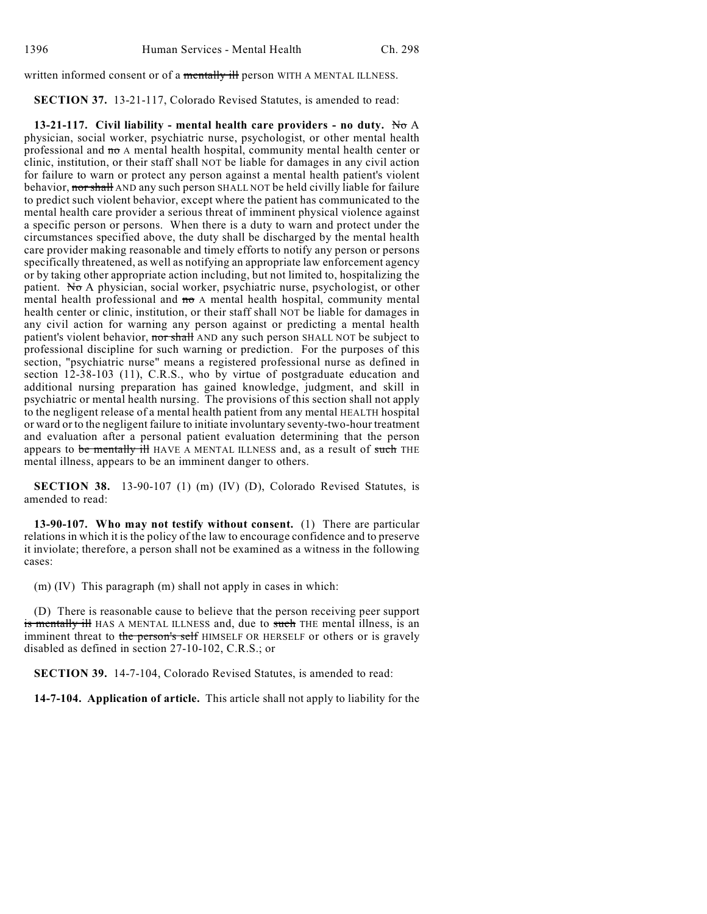written informed consent or of a ~~mentally ill~~ person WITH A MENTAL ILLNESS.

**SECTION 37.** 13-21-117, Colorado Revised Statutes, is amended to read:

**13-21-117. Civil liability - mental health care providers - no duty.** ~~No~~ A physician, social worker, psychiatric nurse, psychologist, or other mental health professional and ~~no~~ A mental health hospital, community mental health center or clinic, institution, or their staff shall NOT be liable for damages in any civil action for failure to warn or protect any person against a mental health patient's violent behavior, ~~nor shall~~ AND any such person SHALL NOT be held civilly liable for failure to predict such violent behavior, except where the patient has communicated to the mental health care provider a serious threat of imminent physical violence against a specific person or persons. When there is a duty to warn and protect under the circumstances specified above, the duty shall be discharged by the mental health care provider making reasonable and timely efforts to notify any person or persons specifically threatened, as well as notifying an appropriate law enforcement agency or by taking other appropriate action including, but not limited to, hospitalizing the patient. ~~No~~ A physician, social worker, psychiatric nurse, psychologist, or other mental health professional and ~~no~~ A mental health hospital, community mental health center or clinic, institution, or their staff shall NOT be liable for damages in any civil action for warning any person against or predicting a mental health patient's violent behavior, ~~nor shall~~ AND any such person SHALL NOT be subject to professional discipline for such warning or prediction. For the purposes of this section, "psychiatric nurse" means a registered professional nurse as defined in section 12-38-103 (11), C.R.S., who by virtue of postgraduate education and additional nursing preparation has gained knowledge, judgment, and skill in psychiatric or mental health nursing. The provisions of this section shall not apply to the negligent release of a mental health patient from any mental HEALTH hospital or ward or to the negligent failure to initiate involuntary seventy-two-hour treatment and evaluation after a personal patient evaluation determining that the person appears to ~~be mentally ill~~ HAVE A MENTAL ILLNESS and, as a result of ~~such~~ THE mental illness, appears to be an imminent danger to others.

**SECTION 38.** 13-90-107 (1) (m) (IV) (D), Colorado Revised Statutes, is amended to read:

**13-90-107. Who may not testify without consent.** (1) There are particular relations in which it is the policy of the law to encourage confidence and to preserve it inviolate; therefore, a person shall not be examined as a witness in the following cases:

(m) (IV) This paragraph (m) shall not apply in cases in which:

(D) There is reasonable cause to believe that the person receiving peer support ~~is mentally ill~~ HAS A MENTAL ILLNESS and, due to ~~such~~ THE mental illness, is an imminent threat to ~~the person's self~~ HIMSELF OR HERSELF or others or is gravely disabled as defined in section 27-10-102, C.R.S.; or

**SECTION 39.** 14-7-104, Colorado Revised Statutes, is amended to read:

**14-7-104. Application of article.** This article shall not apply to liability for the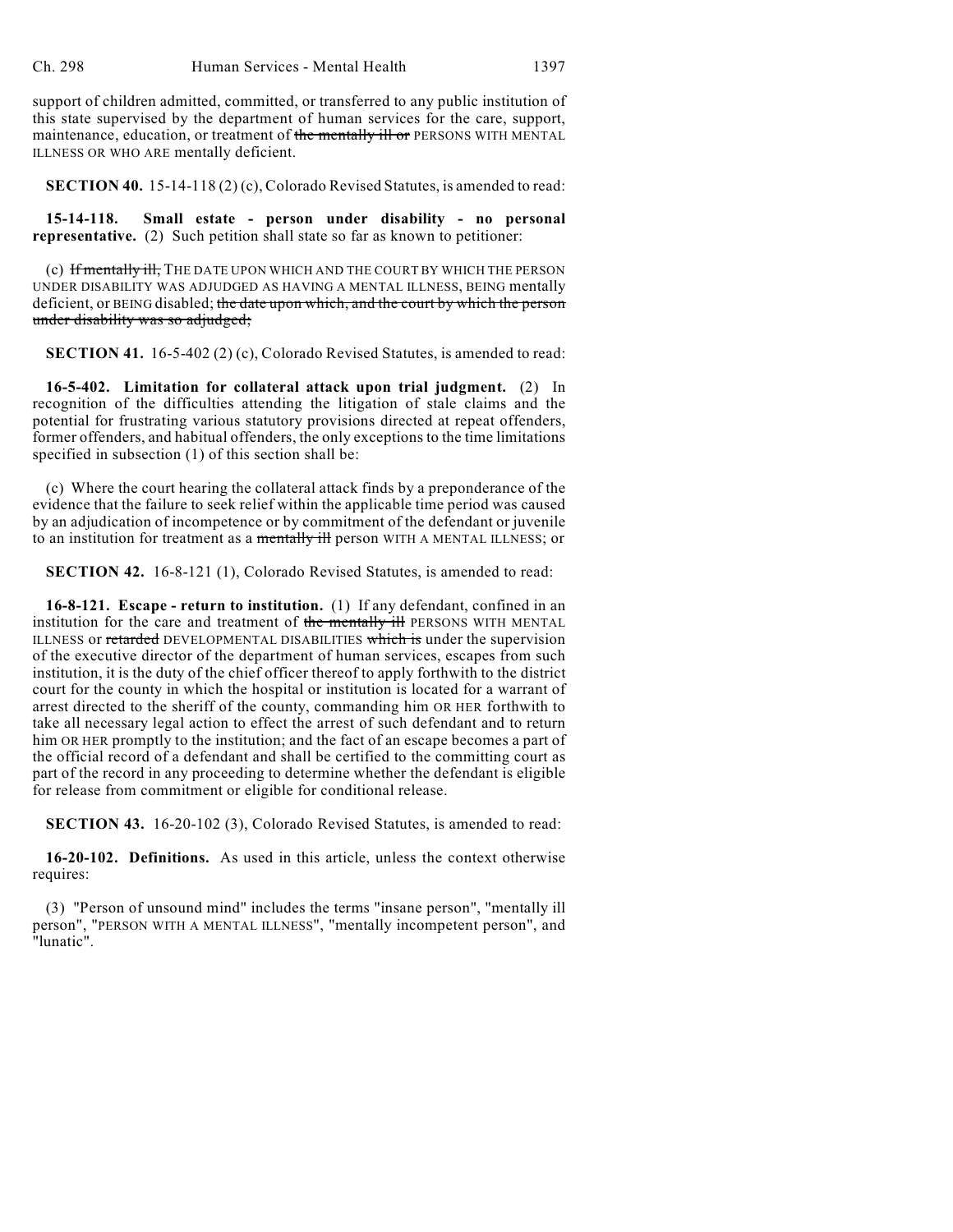support of children admitted, committed, or transferred to any public institution of this state supervised by the department of human services for the care, support, maintenance, education, or treatment of ~~the mentally ill or~~ PERSONS WITH MENTAL ILLNESS OR WHO ARE mentally deficient.

**SECTION 40.** 15-14-118 (2) (c), Colorado Revised Statutes, is amended to read:

**15-14-118. Small estate - person under disability - no personal representative.** (2) Such petition shall state so far as known to petitioner:

(c) ~~If mentally ill,~~ THE DATE UPON WHICH AND THE COURT BY WHICH THE PERSON UNDER DISABILITY WAS ADJUDGED AS HAVING A MENTAL ILLNESS, BEING mentally deficient, or BEING disabled; ~~the date upon which, and the court by which the person under disability was so adjudged;~~

**SECTION 41.** 16-5-402 (2) (c), Colorado Revised Statutes, is amended to read:

**16-5-402. Limitation for collateral attack upon trial judgment.** (2) In recognition of the difficulties attending the litigation of stale claims and the potential for frustrating various statutory provisions directed at repeat offenders, former offenders, and habitual offenders, the only exceptions to the time limitations specified in subsection (1) of this section shall be:

(c) Where the court hearing the collateral attack finds by a preponderance of the evidence that the failure to seek relief within the applicable time period was caused by an adjudication of incompetence or by commitment of the defendant or juvenile to an institution for treatment as a ~~mentally ill~~ person WITH A MENTAL ILLNESS; or

**SECTION 42.** 16-8-121 (1), Colorado Revised Statutes, is amended to read:

**16-8-121. Escape - return to institution.** (1) If any defendant, confined in an institution for the care and treatment of ~~the mentally ill~~ PERSONS WITH MENTAL ILLNESS or ~~retarded~~ DEVELOPMENTAL DISABILITIES ~~which is~~ under the supervision of the executive director of the department of human services, escapes from such institution, it is the duty of the chief officer thereof to apply forthwith to the district court for the county in which the hospital or institution is located for a warrant of arrest directed to the sheriff of the county, commanding him OR HER forthwith to take all necessary legal action to effect the arrest of such defendant and to return him OR HER promptly to the institution; and the fact of an escape becomes a part of the official record of a defendant and shall be certified to the committing court as part of the record in any proceeding to determine whether the defendant is eligible for release from commitment or eligible for conditional release.

**SECTION 43.** 16-20-102 (3), Colorado Revised Statutes, is amended to read:

**16-20-102. Definitions.** As used in this article, unless the context otherwise requires:

(3) "Person of unsound mind" includes the terms "insane person", "mentally ill person", "PERSON WITH A MENTAL ILLNESS", "mentally incompetent person", and "lunatic".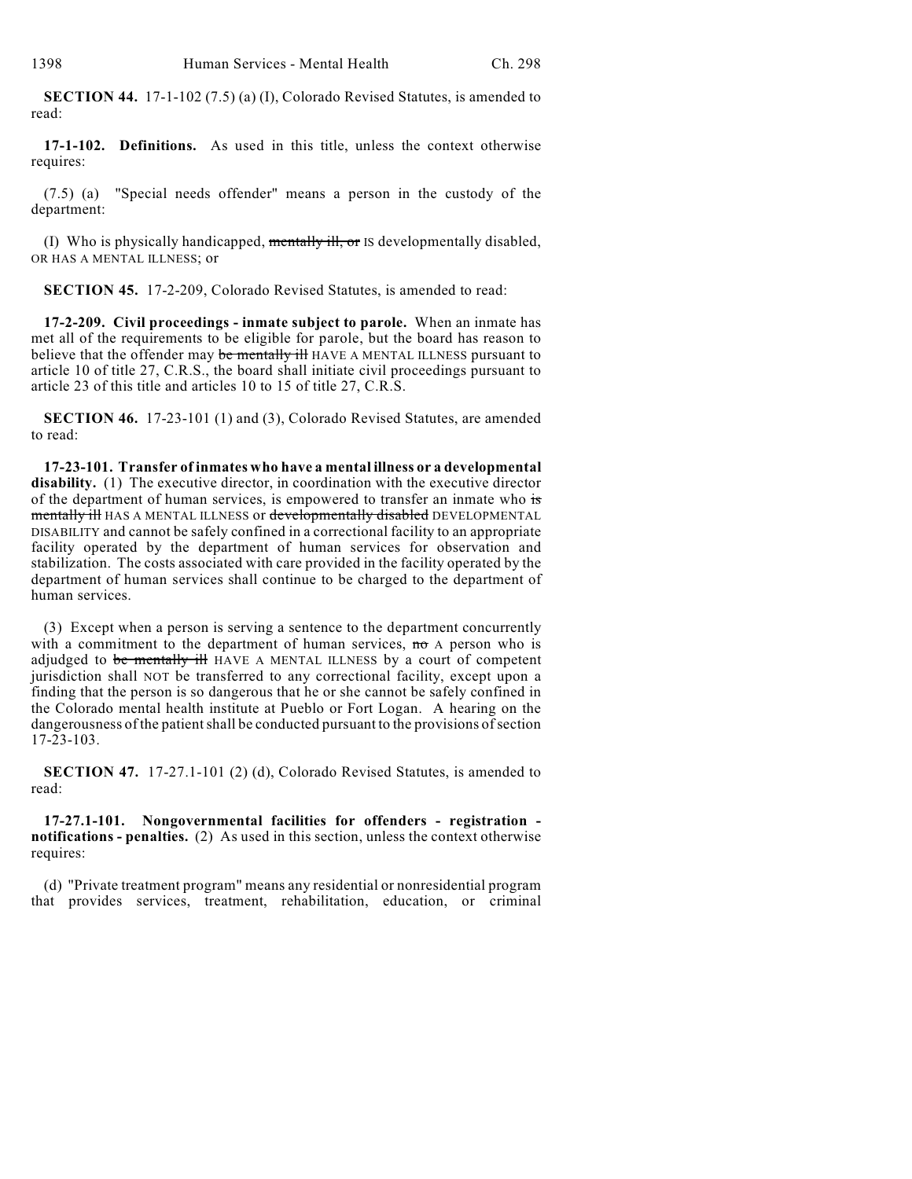**SECTION 44.** 17-1-102 (7.5) (a) (I), Colorado Revised Statutes, is amended to read:

**17-1-102. Definitions.** As used in this title, unless the context otherwise requires:

(7.5) (a) "Special needs offender" means a person in the custody of the department:

(I) Who is physically handicapped, ~~mentally ill, or~~ IS developmentally disabled, OR HAS A MENTAL ILLNESS; or

**SECTION 45.** 17-2-209, Colorado Revised Statutes, is amended to read:

**17-2-209. Civil proceedings - inmate subject to parole.** When an inmate has met all of the requirements to be eligible for parole, but the board has reason to believe that the offender may ~~be mentally ill~~ HAVE A MENTAL ILLNESS pursuant to article 10 of title 27, C.R.S., the board shall initiate civil proceedings pursuant to article 23 of this title and articles 10 to 15 of title 27, C.R.S.

**SECTION 46.** 17-23-101 (1) and (3), Colorado Revised Statutes, are amended to read:

**17-23-101. Transfer of inmates who have a mental illness or a developmental disability.** (1) The executive director, in coordination with the executive director of the department of human services, is empowered to transfer an inmate who ~~is mentally ill~~ HAS A MENTAL ILLNESS or ~~developmentally disabled~~ DEVELOPMENTAL DISABILITY and cannot be safely confined in a correctional facility to an appropriate facility operated by the department of human services for observation and stabilization. The costs associated with care provided in the facility operated by the department of human services shall continue to be charged to the department of human services.

(3) Except when a person is serving a sentence to the department concurrently with a commitment to the department of human services, ~~no~~ A person who is adjudged to ~~be mentally ill~~ HAVE A MENTAL ILLNESS by a court of competent jurisdiction shall NOT be transferred to any correctional facility, except upon a finding that the person is so dangerous that he or she cannot be safely confined in the Colorado mental health institute at Pueblo or Fort Logan. A hearing on the dangerousness of the patient shall be conducted pursuant to the provisions of section 17-23-103.

**SECTION 47.** 17-27.1-101 (2) (d), Colorado Revised Statutes, is amended to read:

**17-27.1-101. Nongovernmental facilities for offenders - registration - notifications - penalties.** (2) As used in this section, unless the context otherwise requires:

(d) "Private treatment program" means any residential or nonresidential program that provides services, treatment, rehabilitation, education, or criminal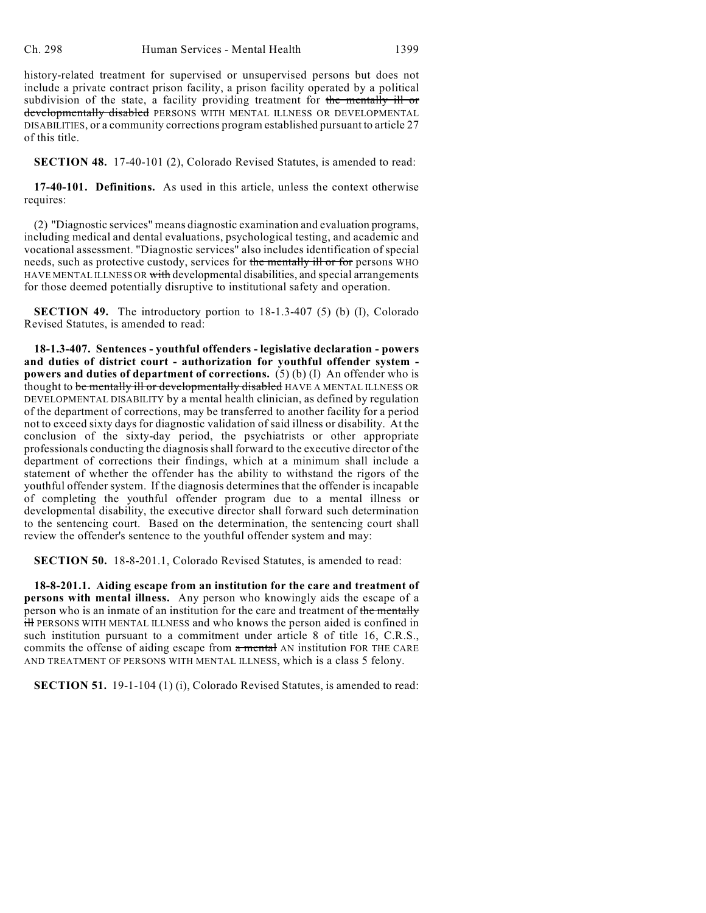history-related treatment for supervised or unsupervised persons but does not include a private contract prison facility, a prison facility operated by a political subdivision of the state, a facility providing treatment for ~~the mentally ill or developmentally disabled~~ PERSONS WITH MENTAL ILLNESS OR DEVELOPMENTAL DISABILITIES, or a community corrections program established pursuant to article 27 of this title.

**SECTION 48.** 17-40-101 (2), Colorado Revised Statutes, is amended to read:

**17-40-101. Definitions.** As used in this article, unless the context otherwise requires:

(2) "Diagnostic services" means diagnostic examination and evaluation programs, including medical and dental evaluations, psychological testing, and academic and vocational assessment. "Diagnostic services" also includes identification of special needs, such as protective custody, services for ~~the mentally ill or for~~ persons WHO HAVE MENTAL ILLNESS OR ~~with~~ developmental disabilities, and special arrangements for those deemed potentially disruptive to institutional safety and operation.

**SECTION 49.** The introductory portion to 18-1.3-407 (5) (b) (I), Colorado Revised Statutes, is amended to read:

**18-1.3-407. Sentences - youthful offenders - legislative declaration - powers and duties of district court - authorization for youthful offender system - powers and duties of department of corrections.** (5) (b) (I) An offender who is thought to ~~be mentally ill or developmentally disabled~~ HAVE A MENTAL ILLNESS OR DEVELOPMENTAL DISABILITY by a mental health clinician, as defined by regulation of the department of corrections, may be transferred to another facility for a period not to exceed sixty days for diagnostic validation of said illness or disability. At the conclusion of the sixty-day period, the psychiatrists or other appropriate professionals conducting the diagnosis shall forward to the executive director of the department of corrections their findings, which at a minimum shall include a statement of whether the offender has the ability to withstand the rigors of the youthful offender system. If the diagnosis determines that the offender is incapable of completing the youthful offender program due to a mental illness or developmental disability, the executive director shall forward such determination to the sentencing court. Based on the determination, the sentencing court shall review the offender's sentence to the youthful offender system and may:

**SECTION 50.** 18-8-201.1, Colorado Revised Statutes, is amended to read:

**18-8-201.1. Aiding escape from an institution for the care and treatment of persons with mental illness.** Any person who knowingly aids the escape of a person who is an inmate of an institution for the care and treatment of ~~the mentally ill~~ PERSONS WITH MENTAL ILLNESS and who knows the person aided is confined in such institution pursuant to a commitment under article 8 of title 16, C.R.S., commits the offense of aiding escape from ~~a mental~~ AN institution FOR THE CARE AND TREATMENT OF PERSONS WITH MENTAL ILLNESS, which is a class 5 felony.

**SECTION 51.** 19-1-104 (1) (i), Colorado Revised Statutes, is amended to read: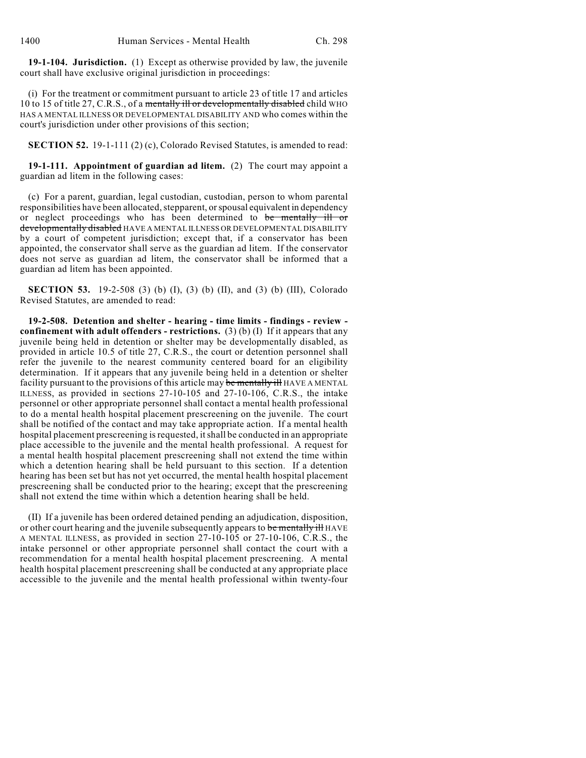**19-1-104. Jurisdiction.** (1) Except as otherwise provided by law, the juvenile court shall have exclusive original jurisdiction in proceedings:

(i) For the treatment or commitment pursuant to article 23 of title 17 and articles 10 to 15 of title 27, C.R.S., of a ~~mentally ill or developmentally disabled~~ child WHO HAS A MENTAL ILLNESS OR DEVELOPMENTAL DISABILITY AND who comes within the court's jurisdiction under other provisions of this section;

**SECTION 52.** 19-1-111 (2) (c), Colorado Revised Statutes, is amended to read:

**19-1-111. Appointment of guardian ad litem.** (2) The court may appoint a guardian ad litem in the following cases:

(c) For a parent, guardian, legal custodian, custodian, person to whom parental responsibilities have been allocated, stepparent, or spousal equivalent in dependency or neglect proceedings who has been determined to ~~be mentally ill or developmentally disabled~~ HAVE A MENTAL ILLNESS OR DEVELOPMENTAL DISABILITY by a court of competent jurisdiction; except that, if a conservator has been appointed, the conservator shall serve as the guardian ad litem. If the conservator does not serve as guardian ad litem, the conservator shall be informed that a guardian ad litem has been appointed.

**SECTION 53.** 19-2-508 (3) (b) (I), (3) (b) (II), and (3) (b) (III), Colorado Revised Statutes, are amended to read:

**19-2-508. Detention and shelter - hearing - time limits - findings - review - confinement with adult offenders - restrictions.** (3) (b) (I) If it appears that any juvenile being held in detention or shelter may be developmentally disabled, as provided in article 10.5 of title 27, C.R.S., the court or detention personnel shall refer the juvenile to the nearest community centered board for an eligibility determination. If it appears that any juvenile being held in a detention or shelter facility pursuant to the provisions of this article may ~~be mentally ill~~ HAVE A MENTAL ILLNESS, as provided in sections 27-10-105 and 27-10-106, C.R.S., the intake personnel or other appropriate personnel shall contact a mental health professional to do a mental health hospital placement prescreening on the juvenile. The court shall be notified of the contact and may take appropriate action. If a mental health hospital placement prescreening is requested, it shall be conducted in an appropriate place accessible to the juvenile and the mental health professional. A request for a mental health hospital placement prescreening shall not extend the time within which a detention hearing shall be held pursuant to this section. If a detention hearing has been set but has not yet occurred, the mental health hospital placement prescreening shall be conducted prior to the hearing; except that the prescreening shall not extend the time within which a detention hearing shall be held.

(II) If a juvenile has been ordered detained pending an adjudication, disposition, or other court hearing and the juvenile subsequently appears to ~~be mentally ill~~ HAVE A MENTAL ILLNESS, as provided in section 27-10-105 or 27-10-106, C.R.S., the intake personnel or other appropriate personnel shall contact the court with a recommendation for a mental health hospital placement prescreening. A mental health hospital placement prescreening shall be conducted at any appropriate place accessible to the juvenile and the mental health professional within twenty-four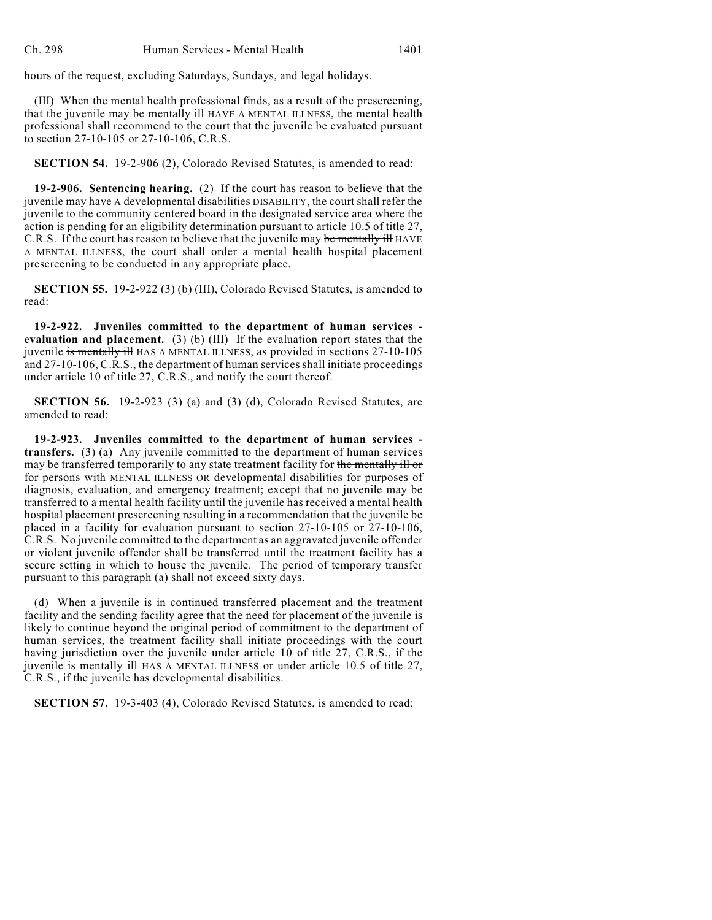hours of the request, excluding Saturdays, Sundays, and legal holidays.

(III) When the mental health professional finds, as a result of the prescreening, that the juvenile may ~~be mentally ill~~ HAVE A MENTAL ILLNESS, the mental health professional shall recommend to the court that the juvenile be evaluated pursuant to section 27-10-105 or 27-10-106, C.R.S.

**SECTION 54.** 19-2-906 (2), Colorado Revised Statutes, is amended to read:

**19-2-906. Sentencing hearing.** (2) If the court has reason to believe that the juvenile may have A developmental ~~disabilities~~ DISABILITY, the court shall refer the juvenile to the community centered board in the designated service area where the action is pending for an eligibility determination pursuant to article 10.5 of title 27, C.R.S. If the court has reason to believe that the juvenile may ~~be mentally ill~~ HAVE A MENTAL ILLNESS, the court shall order a mental health hospital placement prescreening to be conducted in any appropriate place.

**SECTION 55.** 19-2-922 (3) (b) (III), Colorado Revised Statutes, is amended to read:

**19-2-922. Juveniles committed to the department of human services - evaluation and placement.** (3) (b) (III) If the evaluation report states that the juvenile ~~is mentally ill~~ HAS A MENTAL ILLNESS, as provided in sections 27-10-105 and 27-10-106, C.R.S., the department of human services shall initiate proceedings under article 10 of title 27, C.R.S., and notify the court thereof.

**SECTION 56.** 19-2-923 (3) (a) and (3) (d), Colorado Revised Statutes, are amended to read:

**19-2-923. Juveniles committed to the department of human services - transfers.** (3) (a) Any juvenile committed to the department of human services may be transferred temporarily to any state treatment facility for ~~the mentally ill or for~~ persons with MENTAL ILLNESS OR developmental disabilities for purposes of diagnosis, evaluation, and emergency treatment; except that no juvenile may be transferred to a mental health facility until the juvenile has received a mental health hospital placement prescreening resulting in a recommendation that the juvenile be placed in a facility for evaluation pursuant to section 27-10-105 or 27-10-106, C.R.S. No juvenile committed to the department as an aggravated juvenile offender or violent juvenile offender shall be transferred until the treatment facility has a secure setting in which to house the juvenile. The period of temporary transfer pursuant to this paragraph (a) shall not exceed sixty days.

(d) When a juvenile is in continued transferred placement and the treatment facility and the sending facility agree that the need for placement of the juvenile is likely to continue beyond the original period of commitment to the department of human services, the treatment facility shall initiate proceedings with the court having jurisdiction over the juvenile under article 10 of title 27, C.R.S., if the juvenile ~~is mentally ill~~ HAS A MENTAL ILLNESS or under article 10.5 of title 27, C.R.S., if the juvenile has developmental disabilities.

**SECTION 57.** 19-3-403 (4), Colorado Revised Statutes, is amended to read: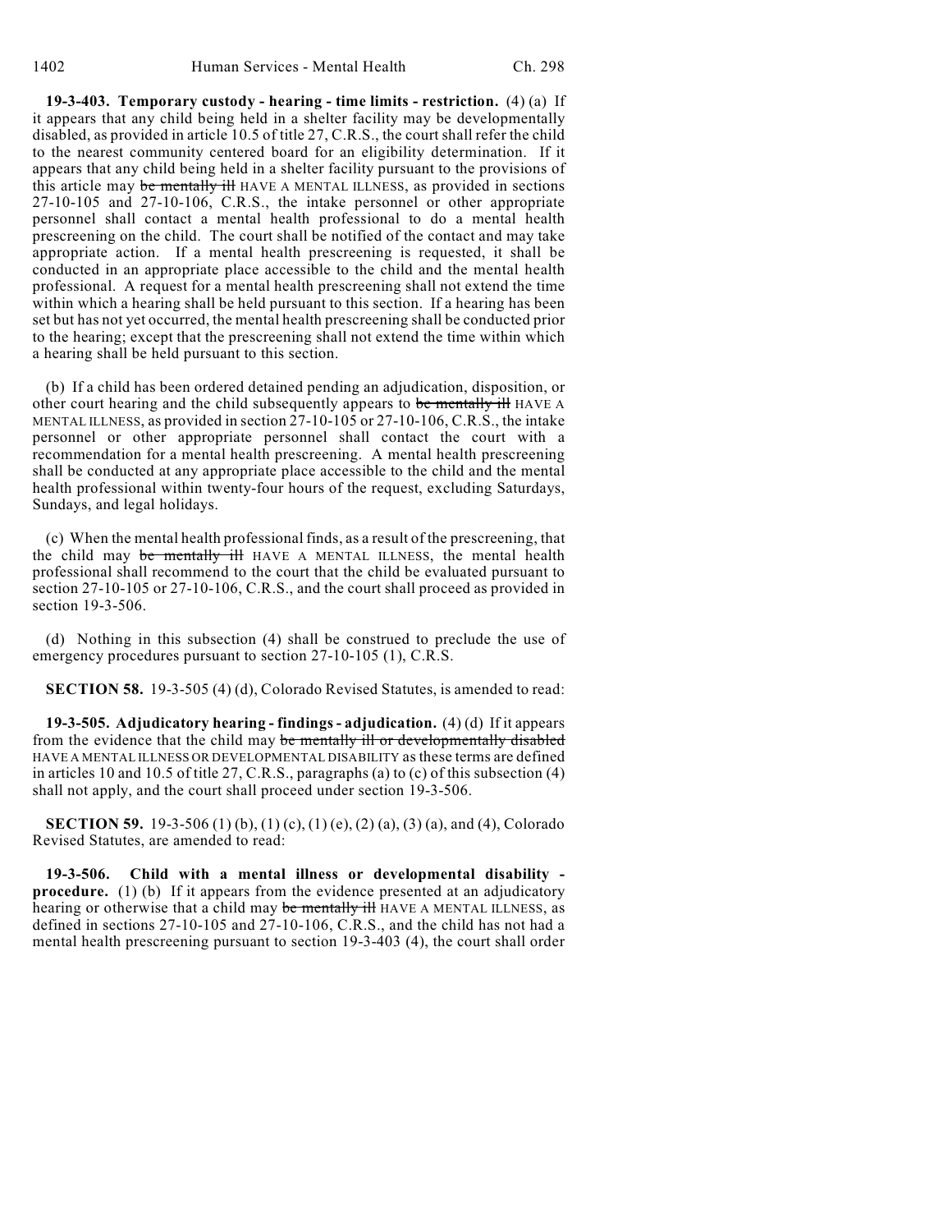**19-3-403. Temporary custody - hearing - time limits - restriction.** (4) (a) If it appears that any child being held in a shelter facility may be developmentally disabled, as provided in article 10.5 of title 27, C.R.S., the court shall refer the child to the nearest community centered board for an eligibility determination. If it appears that any child being held in a shelter facility pursuant to the provisions of this article may ~~be mentally ill~~ HAVE A MENTAL ILLNESS, as provided in sections 27-10-105 and 27-10-106, C.R.S., the intake personnel or other appropriate personnel shall contact a mental health professional to do a mental health prescreening on the child. The court shall be notified of the contact and may take appropriate action. If a mental health prescreening is requested, it shall be conducted in an appropriate place accessible to the child and the mental health professional. A request for a mental health prescreening shall not extend the time within which a hearing shall be held pursuant to this section. If a hearing has been set but has not yet occurred, the mental health prescreening shall be conducted prior to the hearing; except that the prescreening shall not extend the time within which a hearing shall be held pursuant to this section.

(b) If a child has been ordered detained pending an adjudication, disposition, or other court hearing and the child subsequently appears to ~~be mentally ill~~ HAVE A MENTAL ILLNESS, as provided in section 27-10-105 or 27-10-106, C.R.S., the intake personnel or other appropriate personnel shall contact the court with a recommendation for a mental health prescreening. A mental health prescreening shall be conducted at any appropriate place accessible to the child and the mental health professional within twenty-four hours of the request, excluding Saturdays, Sundays, and legal holidays.

(c) When the mental health professional finds, as a result of the prescreening, that the child may ~~be mentally ill~~ HAVE A MENTAL ILLNESS, the mental health professional shall recommend to the court that the child be evaluated pursuant to section 27-10-105 or 27-10-106, C.R.S., and the court shall proceed as provided in section 19-3-506.

(d) Nothing in this subsection (4) shall be construed to preclude the use of emergency procedures pursuant to section 27-10-105 (1), C.R.S.

**SECTION 58.** 19-3-505 (4) (d), Colorado Revised Statutes, is amended to read:

**19-3-505. Adjudicatory hearing - findings - adjudication.** (4) (d) If it appears from the evidence that the child may ~~be mentally ill or developmentally disabled~~ HAVE A MENTAL ILLNESS OR DEVELOPMENTAL DISABILITY as these terms are defined in articles 10 and 10.5 of title 27, C.R.S., paragraphs (a) to (c) of this subsection (4) shall not apply, and the court shall proceed under section 19-3-506.

**SECTION 59.** 19-3-506 (1) (b), (1) (c), (1) (e), (2) (a), (3) (a), and (4), Colorado Revised Statutes, are amended to read:

**19-3-506. Child with a mental illness or developmental disability - procedure.** (1) (b) If it appears from the evidence presented at an adjudicatory hearing or otherwise that a child may ~~be mentally ill~~ HAVE A MENTAL ILLNESS, as defined in sections 27-10-105 and 27-10-106, C.R.S., and the child has not had a mental health prescreening pursuant to section 19-3-403 (4), the court shall order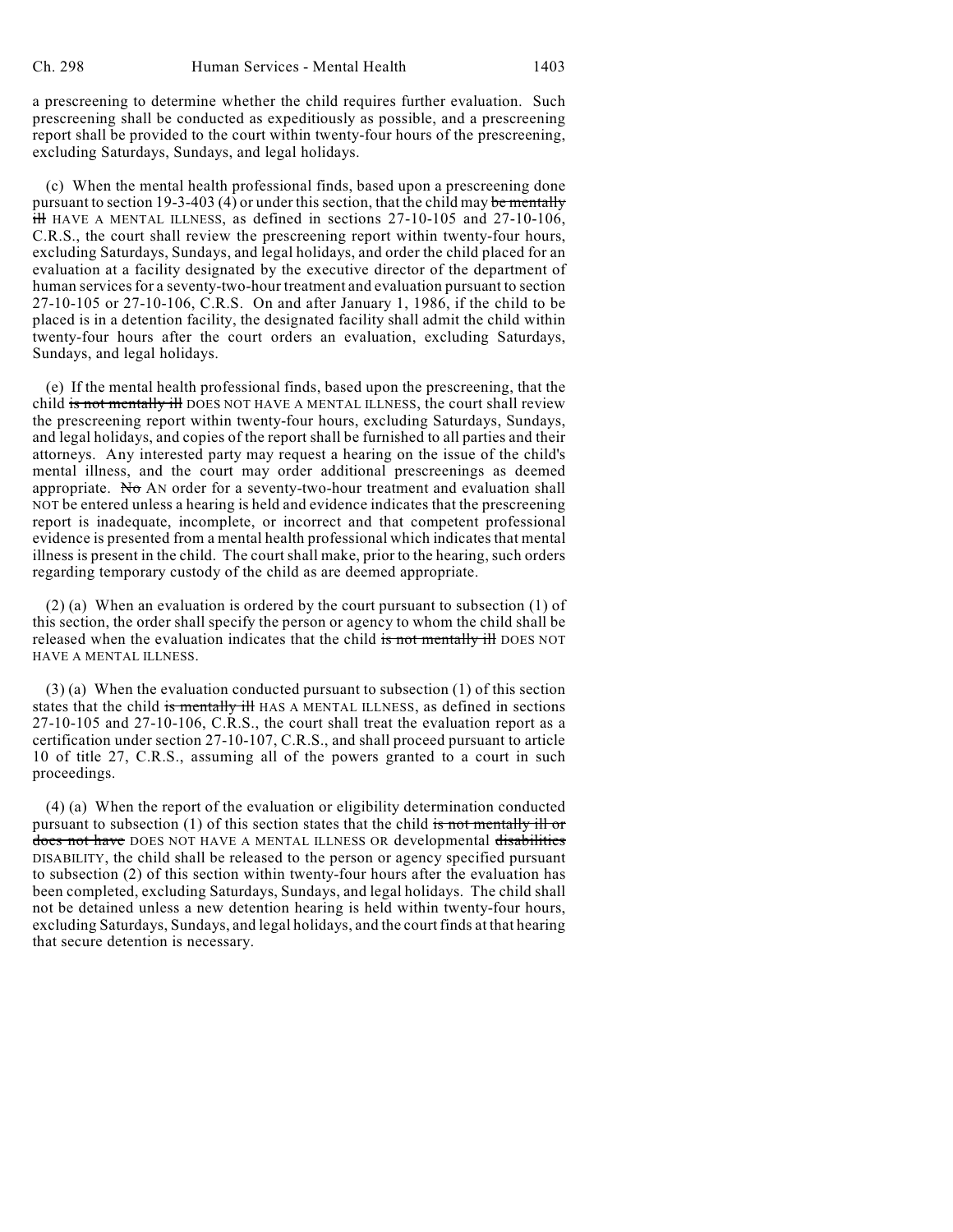a prescreening to determine whether the child requires further evaluation. Such prescreening shall be conducted as expeditiously as possible, and a prescreening report shall be provided to the court within twenty-four hours of the prescreening, excluding Saturdays, Sundays, and legal holidays.

(c) When the mental health professional finds, based upon a prescreening done pursuant to section 19-3-403 (4) or under this section, that the child may ~~be mentally ill~~ HAVE A MENTAL ILLNESS, as defined in sections 27-10-105 and 27-10-106, C.R.S., the court shall review the prescreening report within twenty-four hours, excluding Saturdays, Sundays, and legal holidays, and order the child placed for an evaluation at a facility designated by the executive director of the department of human services for a seventy-two-hour treatment and evaluation pursuant to section 27-10-105 or 27-10-106, C.R.S. On and after January 1, 1986, if the child to be placed is in a detention facility, the designated facility shall admit the child within twenty-four hours after the court orders an evaluation, excluding Saturdays, Sundays, and legal holidays.

(e) If the mental health professional finds, based upon the prescreening, that the child ~~is not mentally ill~~ DOES NOT HAVE A MENTAL ILLNESS, the court shall review the prescreening report within twenty-four hours, excluding Saturdays, Sundays, and legal holidays, and copies of the report shall be furnished to all parties and their attorneys. Any interested party may request a hearing on the issue of the child's mental illness, and the court may order additional prescreenings as deemed appropriate. ~~No~~ AN order for a seventy-two-hour treatment and evaluation shall NOT be entered unless a hearing is held and evidence indicates that the prescreening report is inadequate, incomplete, or incorrect and that competent professional evidence is presented from a mental health professional which indicates that mental illness is present in the child. The court shall make, prior to the hearing, such orders regarding temporary custody of the child as are deemed appropriate.

(2) (a) When an evaluation is ordered by the court pursuant to subsection (1) of this section, the order shall specify the person or agency to whom the child shall be released when the evaluation indicates that the child ~~is not mentally ill~~ DOES NOT HAVE A MENTAL ILLNESS.

(3) (a) When the evaluation conducted pursuant to subsection (1) of this section states that the child ~~is mentally ill~~ HAS A MENTAL ILLNESS, as defined in sections 27-10-105 and 27-10-106, C.R.S., the court shall treat the evaluation report as a certification under section 27-10-107, C.R.S., and shall proceed pursuant to article 10 of title 27, C.R.S., assuming all of the powers granted to a court in such proceedings.

(4) (a) When the report of the evaluation or eligibility determination conducted pursuant to subsection (1) of this section states that the child ~~is not mentally ill or does not have~~ DOES NOT HAVE A MENTAL ILLNESS OR developmental ~~disabilities~~ DISABILITY, the child shall be released to the person or agency specified pursuant to subsection (2) of this section within twenty-four hours after the evaluation has been completed, excluding Saturdays, Sundays, and legal holidays. The child shall not be detained unless a new detention hearing is held within twenty-four hours, excluding Saturdays, Sundays, and legal holidays, and the court finds at that hearing that secure detention is necessary.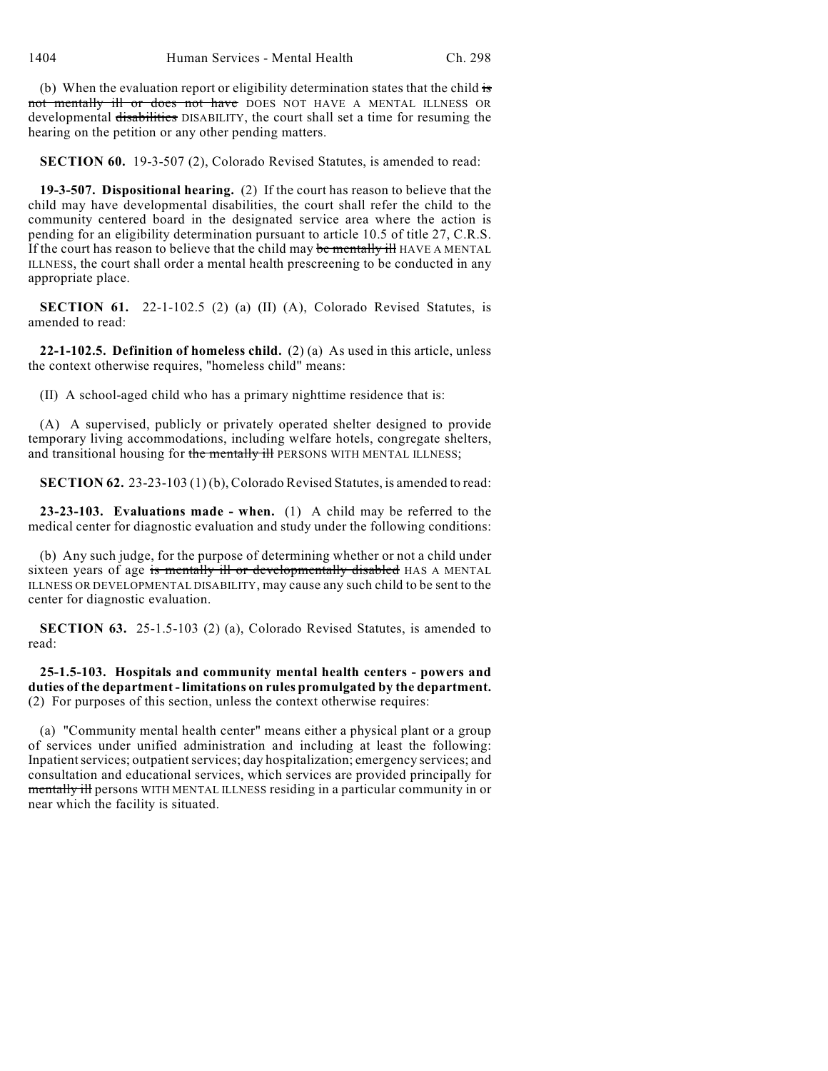(b) When the evaluation report or eligibility determination states that the child ~~is not mentally ill or does not have~~ DOES NOT HAVE A MENTAL ILLNESS OR developmental ~~disabilities~~ DISABILITY, the court shall set a time for resuming the hearing on the petition or any other pending matters.

**SECTION 60.** 19-3-507 (2), Colorado Revised Statutes, is amended to read:

**19-3-507. Dispositional hearing.** (2) If the court has reason to believe that the child may have developmental disabilities, the court shall refer the child to the community centered board in the designated service area where the action is pending for an eligibility determination pursuant to article 10.5 of title 27, C.R.S. If the court has reason to believe that the child may ~~be mentally ill~~ HAVE A MENTAL ILLNESS, the court shall order a mental health prescreening to be conducted in any appropriate place.

**SECTION 61.** 22-1-102.5 (2) (a) (II) (A), Colorado Revised Statutes, is amended to read:

**22-1-102.5. Definition of homeless child.** (2) (a) As used in this article, unless the context otherwise requires, "homeless child" means:

(II) A school-aged child who has a primary nighttime residence that is:

(A) A supervised, publicly or privately operated shelter designed to provide temporary living accommodations, including welfare hotels, congregate shelters, and transitional housing for ~~the mentally ill~~ PERSONS WITH MENTAL ILLNESS;

**SECTION 62.** 23-23-103 (1) (b), Colorado Revised Statutes, is amended to read:

**23-23-103. Evaluations made - when.** (1) A child may be referred to the medical center for diagnostic evaluation and study under the following conditions:

(b) Any such judge, for the purpose of determining whether or not a child under sixteen years of age ~~is mentally ill or developmentally disabled~~ HAS A MENTAL ILLNESS OR DEVELOPMENTAL DISABILITY, may cause any such child to be sent to the center for diagnostic evaluation.

**SECTION 63.** 25-1.5-103 (2) (a), Colorado Revised Statutes, is amended to read:

**25-1.5-103. Hospitals and community mental health centers - powers and duties of the department - limitations on rules promulgated by the department.** (2) For purposes of this section, unless the context otherwise requires:

(a) "Community mental health center" means either a physical plant or a group of services under unified administration and including at least the following: Inpatient services; outpatient services; day hospitalization; emergency services; and consultation and educational services, which services are provided principally for ~~mentally ill~~ persons WITH MENTAL ILLNESS residing in a particular community in or near which the facility is situated.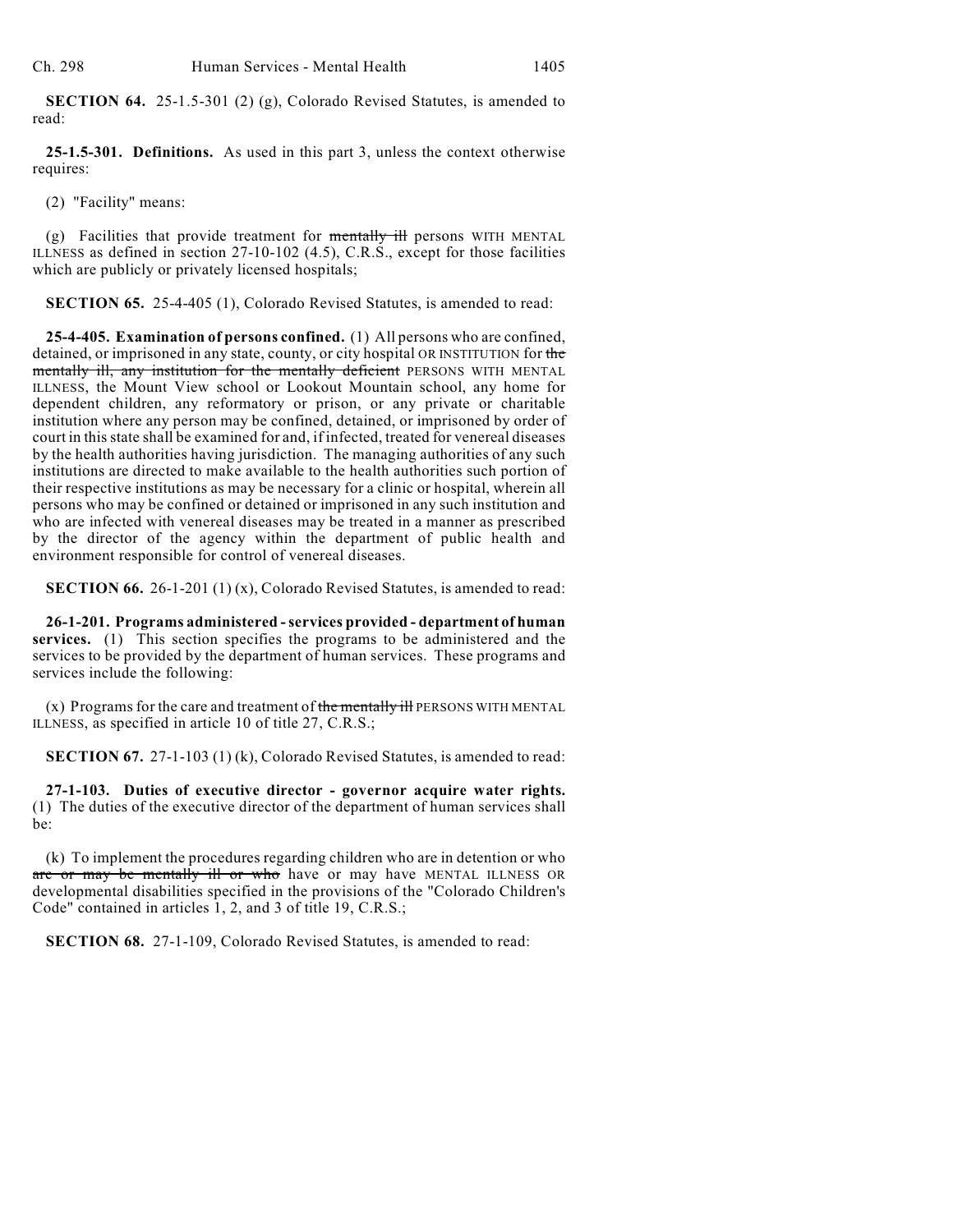**SECTION 64.** 25-1.5-301 (2) (g), Colorado Revised Statutes, is amended to read:

**25-1.5-301. Definitions.** As used in this part 3, unless the context otherwise requires:

(2) "Facility" means:

(g) Facilities that provide treatment for ~~mentally ill~~ persons WITH MENTAL ILLNESS as defined in section 27-10-102 (4.5), C.R.S., except for those facilities which are publicly or privately licensed hospitals;

**SECTION 65.** 25-4-405 (1), Colorado Revised Statutes, is amended to read:

**25-4-405. Examination of persons confined.** (1) All persons who are confined, detained, or imprisoned in any state, county, or city hospital OR INSTITUTION for ~~the mentally ill, any institution for the mentally deficient~~ PERSONS WITH MENTAL ILLNESS, the Mount View school or Lookout Mountain school, any home for dependent children, any reformatory or prison, or any private or charitable institution where any person may be confined, detained, or imprisoned by order of court in this state shall be examined for and, if infected, treated for venereal diseases by the health authorities having jurisdiction. The managing authorities of any such institutions are directed to make available to the health authorities such portion of their respective institutions as may be necessary for a clinic or hospital, wherein all persons who may be confined or detained or imprisoned in any such institution and who are infected with venereal diseases may be treated in a manner as prescribed by the director of the agency within the department of public health and environment responsible for control of venereal diseases.

**SECTION 66.** 26-1-201 (1) (x), Colorado Revised Statutes, is amended to read:

**26-1-201. Programs administered - services provided - department of human services.** (1) This section specifies the programs to be administered and the services to be provided by the department of human services. These programs and services include the following:

(x) Programs for the care and treatment of ~~the mentally ill~~ PERSONS WITH MENTAL ILLNESS, as specified in article 10 of title 27, C.R.S.;

**SECTION 67.** 27-1-103 (1) (k), Colorado Revised Statutes, is amended to read:

**27-1-103. Duties of executive director - governor acquire water rights.** (1) The duties of the executive director of the department of human services shall be:

(k) To implement the procedures regarding children who are in detention or who ~~are or may be mentally ill or who~~ have or may have MENTAL ILLNESS OR developmental disabilities specified in the provisions of the "Colorado Children's Code" contained in articles 1, 2, and 3 of title 19, C.R.S.;

**SECTION 68.** 27-1-109, Colorado Revised Statutes, is amended to read: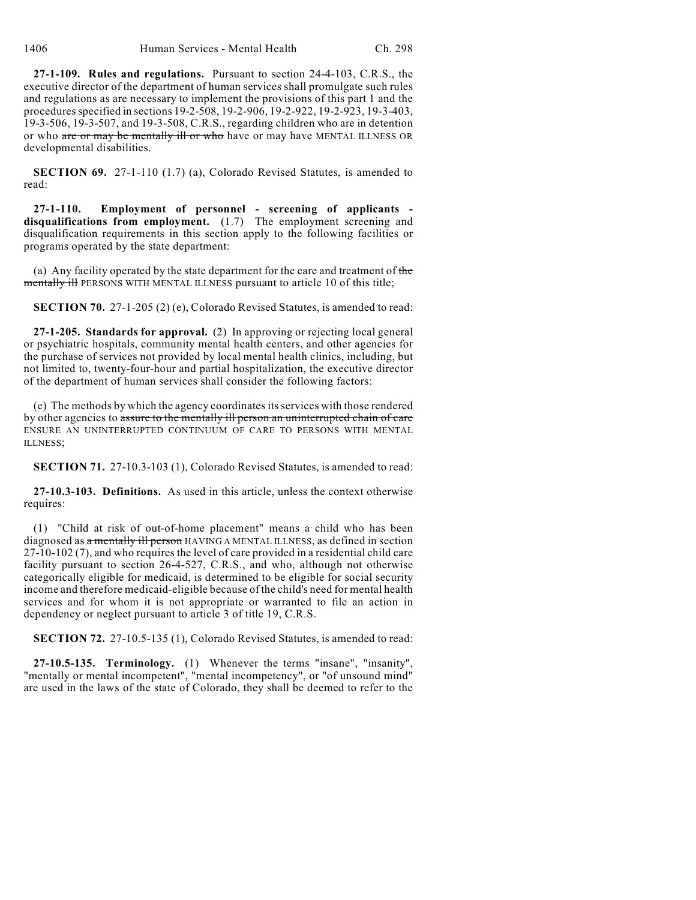**27-1-109. Rules and regulations.** Pursuant to section 24-4-103, C.R.S., the executive director of the department of human services shall promulgate such rules and regulations as are necessary to implement the provisions of this part 1 and the procedures specified in sections 19-2-508, 19-2-906, 19-2-922, 19-2-923, 19-3-403, 19-3-506, 19-3-507, and 19-3-508, C.R.S., regarding children who are in detention or who ~~are or may be mentally ill or who~~ have or may have MENTAL ILLNESS OR developmental disabilities.

**SECTION 69.** 27-1-110 (1.7) (a), Colorado Revised Statutes, is amended to read:

**27-1-110. Employment of personnel - screening of applicants - disqualifications from employment.** (1.7) The employment screening and disqualification requirements in this section apply to the following facilities or programs operated by the state department:

(a) Any facility operated by the state department for the care and treatment of ~~the mentally ill~~ PERSONS WITH MENTAL ILLNESS pursuant to article 10 of this title;

**SECTION 70.** 27-1-205 (2) (e), Colorado Revised Statutes, is amended to read:

**27-1-205. Standards for approval.** (2) In approving or rejecting local general or psychiatric hospitals, community mental health centers, and other agencies for the purchase of services not provided by local mental health clinics, including, but not limited to, twenty-four-hour and partial hospitalization, the executive director of the department of human services shall consider the following factors:

(e) The methods by which the agency coordinates its services with those rendered by other agencies to ~~assure to the mentally ill person an uninterrupted chain of care~~ ENSURE AN UNINTERRUPTED CONTINUUM OF CARE TO PERSONS WITH MENTAL ILLNESS;

**SECTION 71.** 27-10.3-103 (1), Colorado Revised Statutes, is amended to read:

**27-10.3-103. Definitions.** As used in this article, unless the context otherwise requires:

(1) "Child at risk of out-of-home placement" means a child who has been diagnosed as ~~a mentally ill person~~ HAVING A MENTAL ILLNESS, as defined in section 27-10-102 (7), and who requires the level of care provided in a residential child care facility pursuant to section 26-4-527, C.R.S., and who, although not otherwise categorically eligible for medicaid, is determined to be eligible for social security income and therefore medicaid-eligible because of the child's need for mental health services and for whom it is not appropriate or warranted to file an action in dependency or neglect pursuant to article 3 of title 19, C.R.S.

**SECTION 72.** 27-10.5-135 (1), Colorado Revised Statutes, is amended to read:

**27-10.5-135. Terminology.** (1) Whenever the terms "insane", "insanity", "mentally or mental incompetent", "mental incompetency", or "of unsound mind" are used in the laws of the state of Colorado, they shall be deemed to refer to the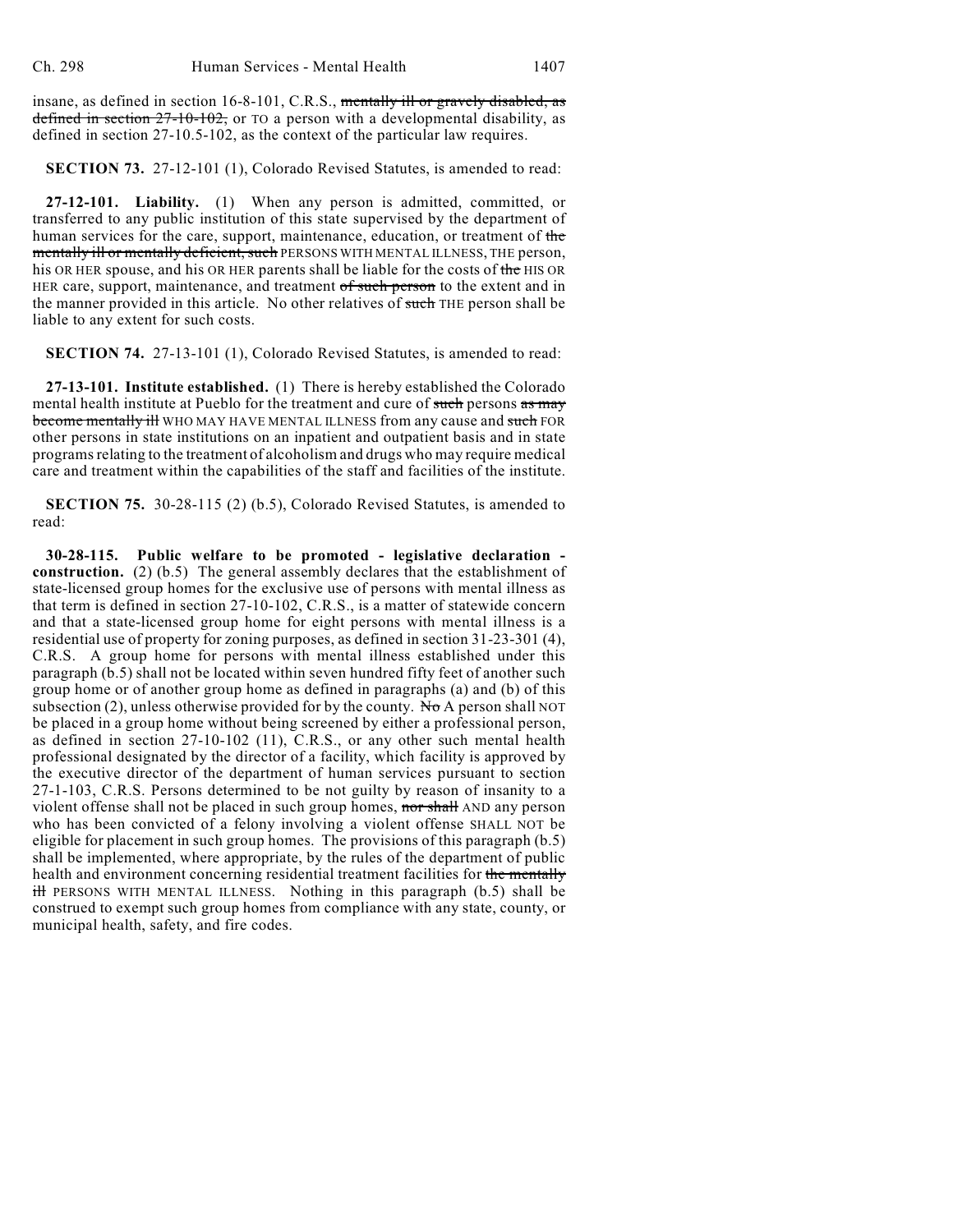insane, as defined in section 16-8-101, C.R.S., ~~mentally ill or gravely disabled, as defined in section 27-10-102,~~ or TO a person with a developmental disability, as defined in section 27-10.5-102, as the context of the particular law requires.

**SECTION 73.** 27-12-101 (1), Colorado Revised Statutes, is amended to read:

**27-12-101. Liability.** (1) When any person is admitted, committed, or transferred to any public institution of this state supervised by the department of human services for the care, support, maintenance, education, or treatment of ~~the mentally ill or mentally deficient, such~~ PERSONS WITH MENTAL ILLNESS, THE person, his OR HER spouse, and his OR HER parents shall be liable for the costs of ~~the~~ HIS OR HER care, support, maintenance, and treatment ~~of such person~~ to the extent and in the manner provided in this article. No other relatives of ~~such~~ THE person shall be liable to any extent for such costs.

**SECTION 74.** 27-13-101 (1), Colorado Revised Statutes, is amended to read:

**27-13-101. Institute established.** (1) There is hereby established the Colorado mental health institute at Pueblo for the treatment and cure of ~~such~~ persons ~~as may become mentally ill~~ WHO MAY HAVE MENTAL ILLNESS from any cause and ~~such~~ FOR other persons in state institutions on an inpatient and outpatient basis and in state programs relating to the treatment of alcoholism and drugs who may require medical care and treatment within the capabilities of the staff and facilities of the institute.

**SECTION 75.** 30-28-115 (2) (b.5), Colorado Revised Statutes, is amended to read:

**30-28-115. Public welfare to be promoted - legislative declaration - construction.** (2) (b.5) The general assembly declares that the establishment of state-licensed group homes for the exclusive use of persons with mental illness as that term is defined in section 27-10-102, C.R.S., is a matter of statewide concern and that a state-licensed group home for eight persons with mental illness is a residential use of property for zoning purposes, as defined in section 31-23-301 (4), C.R.S. A group home for persons with mental illness established under this paragraph (b.5) shall not be located within seven hundred fifty feet of another such group home or of another group home as defined in paragraphs (a) and (b) of this subsection (2), unless otherwise provided for by the county. ~~No~~ A person shall NOT be placed in a group home without being screened by either a professional person, as defined in section 27-10-102 (11), C.R.S., or any other such mental health professional designated by the director of a facility, which facility is approved by the executive director of the department of human services pursuant to section 27-1-103, C.R.S. Persons determined to be not guilty by reason of insanity to a violent offense shall not be placed in such group homes, ~~nor shall~~ AND any person who has been convicted of a felony involving a violent offense SHALL NOT be eligible for placement in such group homes. The provisions of this paragraph (b.5) shall be implemented, where appropriate, by the rules of the department of public health and environment concerning residential treatment facilities for ~~the mentally ill~~ PERSONS WITH MENTAL ILLNESS. Nothing in this paragraph (b.5) shall be construed to exempt such group homes from compliance with any state, county, or municipal health, safety, and fire codes.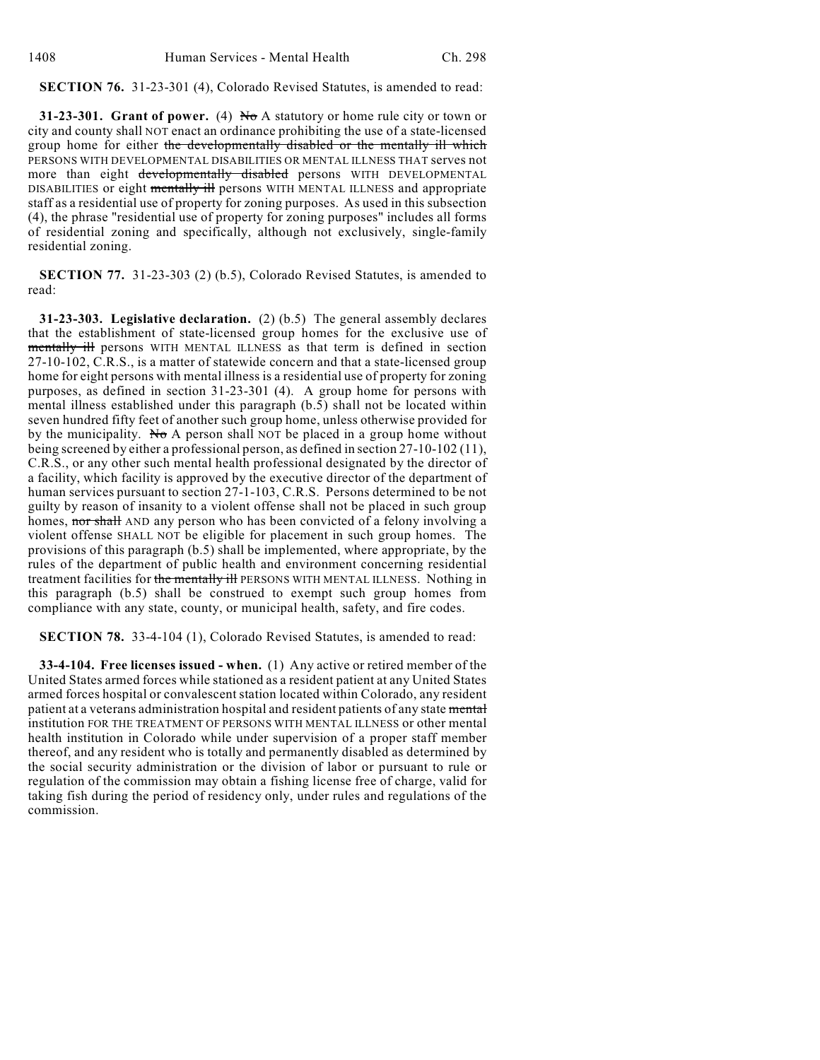**SECTION 76.** 31-23-301 (4), Colorado Revised Statutes, is amended to read:

**31-23-301. Grant of power.** (4) ~~No~~ A statutory or home rule city or town or city and county shall NOT enact an ordinance prohibiting the use of a state-licensed group home for either ~~the developmentally disabled or the mentally ill which~~ PERSONS WITH DEVELOPMENTAL DISABILITIES OR MENTAL ILLNESS THAT serves not more than eight ~~developmentally disabled~~ persons WITH DEVELOPMENTAL DISABILITIES or eight ~~mentally ill~~ persons WITH MENTAL ILLNESS and appropriate staff as a residential use of property for zoning purposes. As used in this subsection (4), the phrase "residential use of property for zoning purposes" includes all forms of residential zoning and specifically, although not exclusively, single-family residential zoning.

**SECTION 77.** 31-23-303 (2) (b.5), Colorado Revised Statutes, is amended to read:

**31-23-303. Legislative declaration.** (2) (b.5) The general assembly declares that the establishment of state-licensed group homes for the exclusive use of ~~mentally ill~~ persons WITH MENTAL ILLNESS as that term is defined in section 27-10-102, C.R.S., is a matter of statewide concern and that a state-licensed group home for eight persons with mental illness is a residential use of property for zoning purposes, as defined in section 31-23-301 (4). A group home for persons with mental illness established under this paragraph (b.5) shall not be located within seven hundred fifty feet of another such group home, unless otherwise provided for by the municipality. ~~No~~ A person shall NOT be placed in a group home without being screened by either a professional person, as defined in section 27-10-102 (11), C.R.S., or any other such mental health professional designated by the director of a facility, which facility is approved by the executive director of the department of human services pursuant to section 27-1-103, C.R.S. Persons determined to be not guilty by reason of insanity to a violent offense shall not be placed in such group homes, ~~nor shall~~ AND any person who has been convicted of a felony involving a violent offense SHALL NOT be eligible for placement in such group homes. The provisions of this paragraph (b.5) shall be implemented, where appropriate, by the rules of the department of public health and environment concerning residential treatment facilities for ~~the mentally ill~~ PERSONS WITH MENTAL ILLNESS. Nothing in this paragraph (b.5) shall be construed to exempt such group homes from compliance with any state, county, or municipal health, safety, and fire codes.

**SECTION 78.** 33-4-104 (1), Colorado Revised Statutes, is amended to read:

**33-4-104. Free licenses issued - when.** (1) Any active or retired member of the United States armed forces while stationed as a resident patient at any United States armed forces hospital or convalescent station located within Colorado, any resident patient at a veterans administration hospital and resident patients of any state ~~mental~~ institution FOR THE TREATMENT OF PERSONS WITH MENTAL ILLNESS or other mental health institution in Colorado while under supervision of a proper staff member thereof, and any resident who is totally and permanently disabled as determined by the social security administration or the division of labor or pursuant to rule or regulation of the commission may obtain a fishing license free of charge, valid for taking fish during the period of residency only, under rules and regulations of the commission.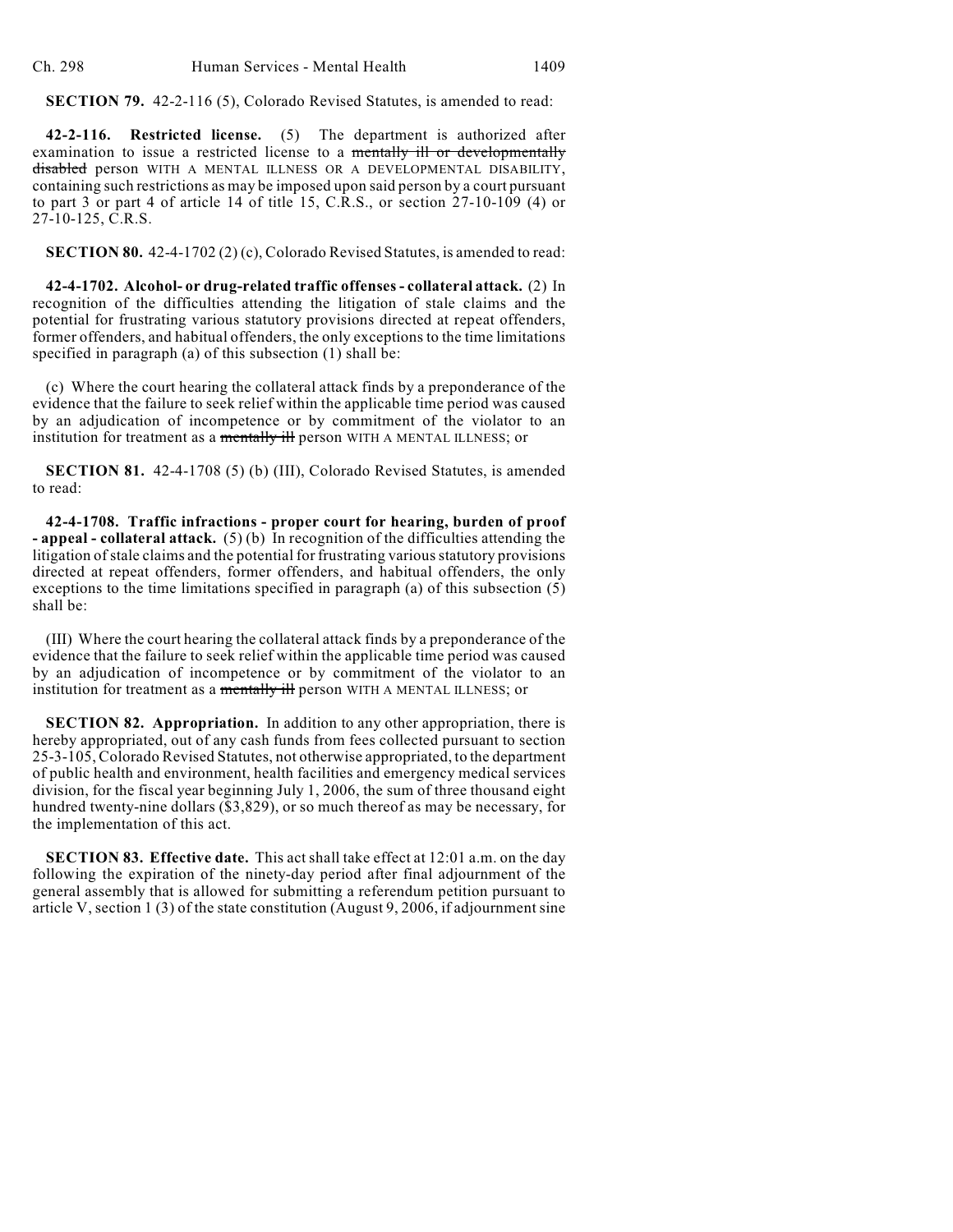**SECTION 79.** 42-2-116 (5), Colorado Revised Statutes, is amended to read:

**42-2-116. Restricted license.** (5) The department is authorized after examination to issue a restricted license to a ~~mentally ill or developmentally disabled~~ person WITH A MENTAL ILLNESS OR A DEVELOPMENTAL DISABILITY, containing such restrictions as may be imposed upon said person by a court pursuant to part 3 or part 4 of article 14 of title 15, C.R.S., or section 27-10-109 (4) or 27-10-125, C.R.S.

**SECTION 80.** 42-4-1702 (2) (c), Colorado Revised Statutes, is amended to read:

**42-4-1702. Alcohol- or drug-related traffic offenses - collateral attack.** (2) In recognition of the difficulties attending the litigation of stale claims and the potential for frustrating various statutory provisions directed at repeat offenders, former offenders, and habitual offenders, the only exceptions to the time limitations specified in paragraph (a) of this subsection (1) shall be:

(c) Where the court hearing the collateral attack finds by a preponderance of the evidence that the failure to seek relief within the applicable time period was caused by an adjudication of incompetence or by commitment of the violator to an institution for treatment as a ~~mentally ill~~ person WITH A MENTAL ILLNESS; or

**SECTION 81.** 42-4-1708 (5) (b) (III), Colorado Revised Statutes, is amended to read:

**42-4-1708. Traffic infractions - proper court for hearing, burden of proof - appeal - collateral attack.** (5) (b) In recognition of the difficulties attending the litigation of stale claims and the potential for frustrating various statutory provisions directed at repeat offenders, former offenders, and habitual offenders, the only exceptions to the time limitations specified in paragraph (a) of this subsection (5) shall be:

(III) Where the court hearing the collateral attack finds by a preponderance of the evidence that the failure to seek relief within the applicable time period was caused by an adjudication of incompetence or by commitment of the violator to an institution for treatment as a ~~mentally ill~~ person WITH A MENTAL ILLNESS; or

**SECTION 82. Appropriation.** In addition to any other appropriation, there is hereby appropriated, out of any cash funds from fees collected pursuant to section 25-3-105, Colorado Revised Statutes, not otherwise appropriated, to the department of public health and environment, health facilities and emergency medical services division, for the fiscal year beginning July 1, 2006, the sum of three thousand eight hundred twenty-nine dollars ($3,829), or so much thereof as may be necessary, for the implementation of this act.

**SECTION 83. Effective date.** This act shall take effect at 12:01 a.m. on the day following the expiration of the ninety-day period after final adjournment of the general assembly that is allowed for submitting a referendum petition pursuant to article V, section 1 (3) of the state constitution (August 9, 2006, if adjournment sine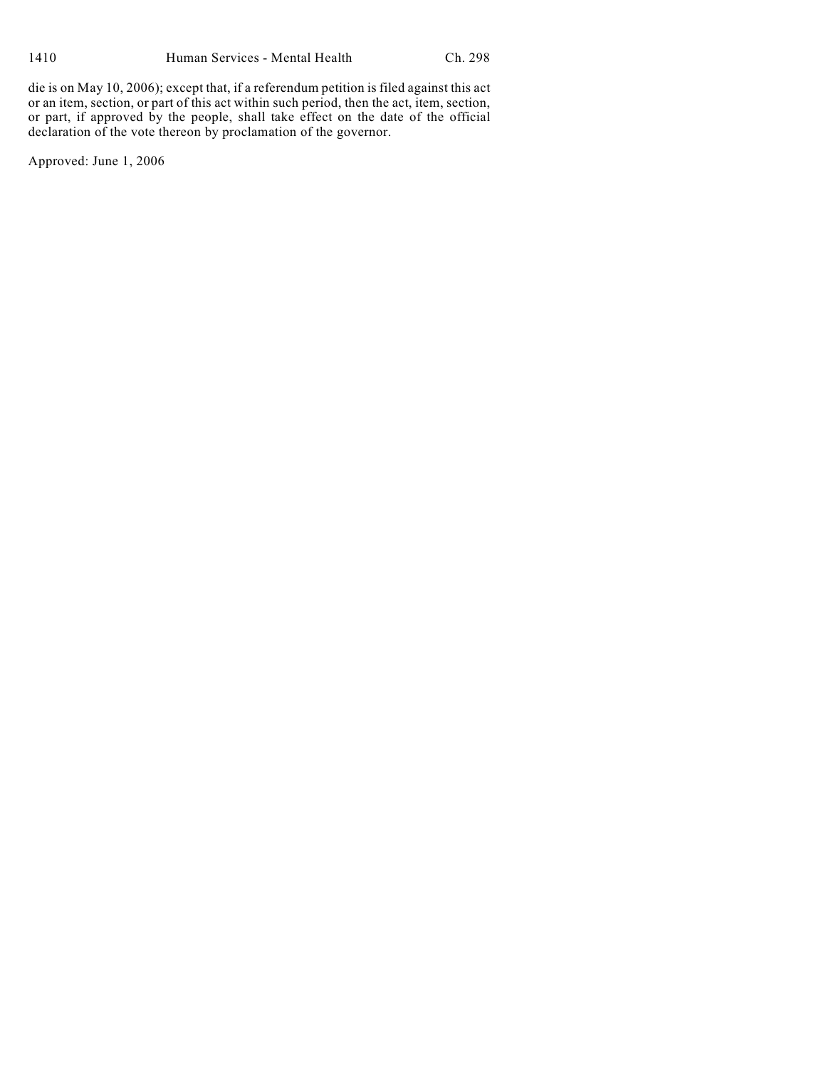die is on May 10, 2006); except that, if a referendum petition is filed against this act or an item, section, or part of this act within such period, then the act, item, section, or part, if approved by the people, shall take effect on the date of the official declaration of the vote thereon by proclamation of the governor.

Approved: June 1, 2006